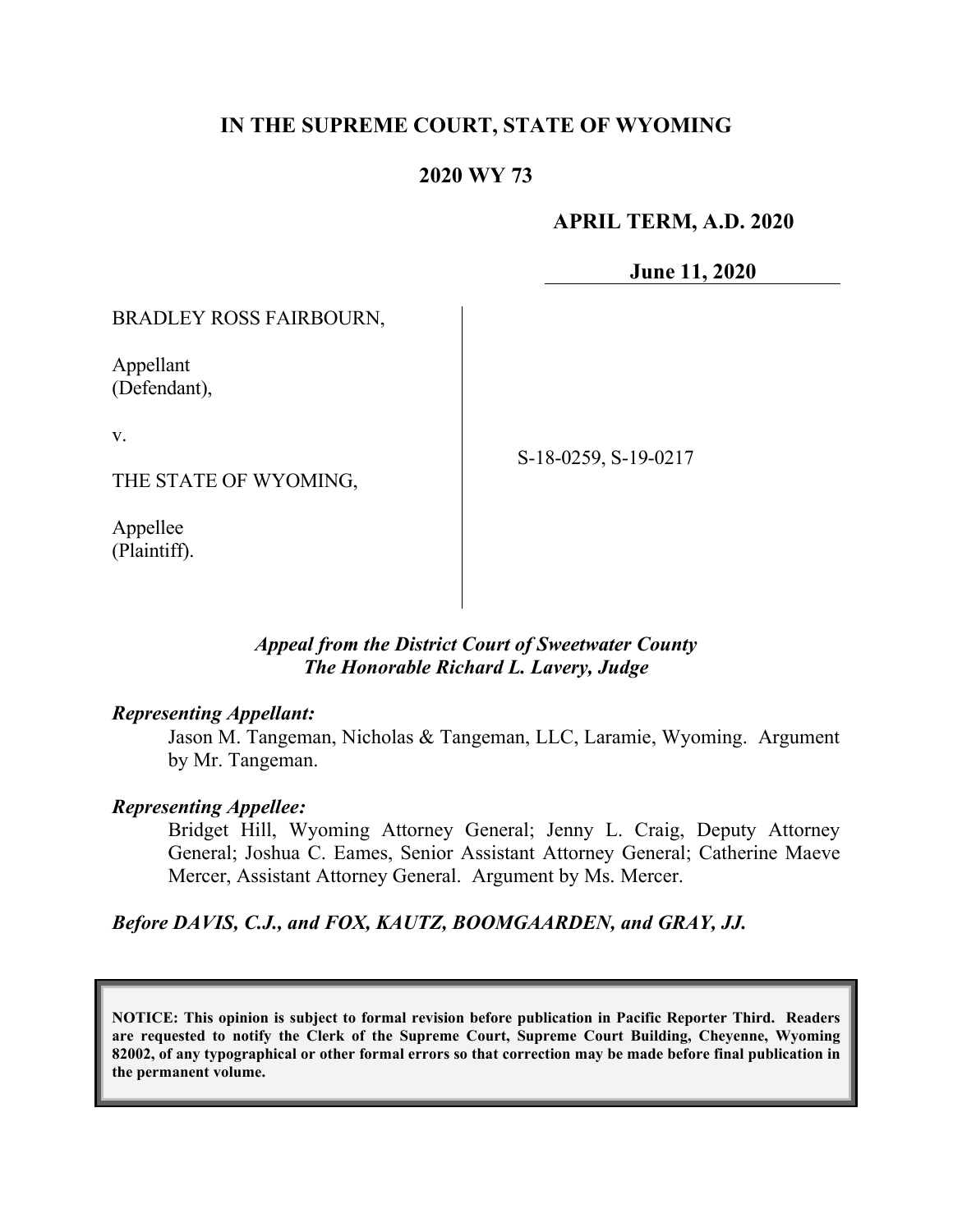**IN THE SUPREME COURT, STATE OF WYOMING**

**2020 WY 73**

**APRIL TERM, A.D. 2020**

**June 11, 2020**

BRADLEY ROSS FAIRBOURN,

Appellant
(Defendant),

v.

THE STATE OF WYOMING,

Appellee
(Plaintiff).

S-18-0259, S-19-0217

***Appeal from the District Court of Sweetwater County***
***The Honorable Richard L. Lavery, Judge***

***Representing Appellant:***

Jason M. Tangeman, Nicholas & Tangeman, LLC, Laramie, Wyoming. Argument by Mr. Tangeman.

***Representing Appellee:***

Bridget Hill, Wyoming Attorney General; Jenny L. Craig, Deputy Attorney General; Joshua C. Eames, Senior Assistant Attorney General; Catherine Maeve Mercer, Assistant Attorney General. Argument by Ms. Mercer.

***Before DAVIS, C.J., and FOX, KAUTZ, BOOMGAARDEN, and GRAY, JJ.***

**NOTICE: This opinion is subject to formal revision before publication in Pacific Reporter Third. Readers are requested to notify the Clerk of the Supreme Court, Supreme Court Building, Cheyenne, Wyoming 82002, of any typographical or other formal errors so that correction may be made before final publication in the permanent volume.**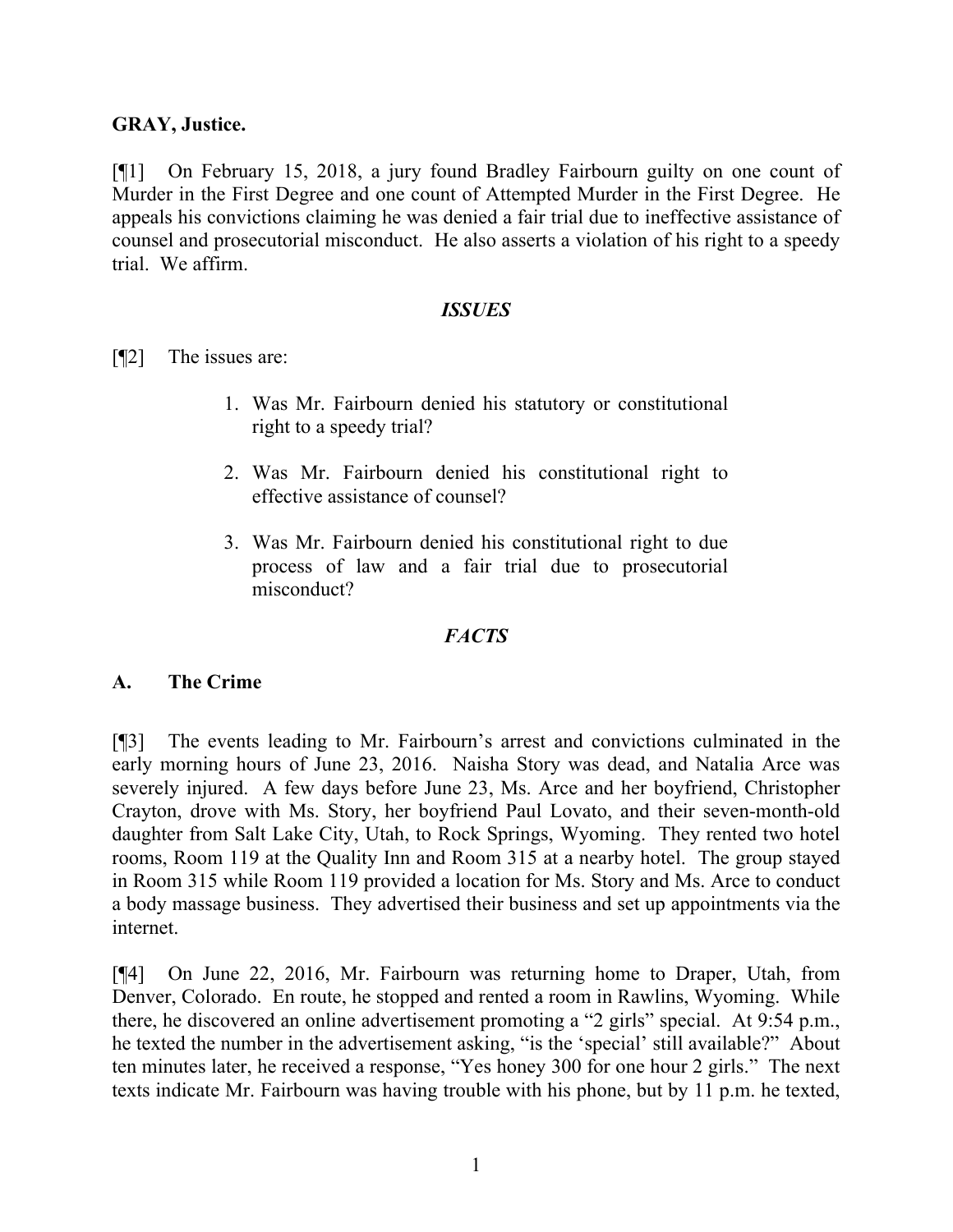**GRAY, Justice.**

[¶1] On February 15, 2018, a jury found Bradley Fairbourn guilty on one count of Murder in the First Degree and one count of Attempted Murder in the First Degree. He appeals his convictions claiming he was denied a fair trial due to ineffective assistance of counsel and prosecutorial misconduct. He also asserts a violation of his right to a speedy trial. We affirm.

## *ISSUES*

[¶2] The issues are:

1. Was Mr. Fairbourn denied his statutory or constitutional right to a speedy trial?
2. Was Mr. Fairbourn denied his constitutional right to effective assistance of counsel?
3. Was Mr. Fairbourn denied his constitutional right to due process of law and a fair trial due to prosecutorial misconduct?

## *FACTS*

### A. The Crime

[¶3] The events leading to Mr. Fairbourn's arrest and convictions culminated in the early morning hours of June 23, 2016. Naisha Story was dead, and Natalia Arce was severely injured. A few days before June 23, Ms. Arce and her boyfriend, Christopher Crayton, drove with Ms. Story, her boyfriend Paul Lovato, and their seven-month-old daughter from Salt Lake City, Utah, to Rock Springs, Wyoming. They rented two hotel rooms, Room 119 at the Quality Inn and Room 315 at a nearby hotel. The group stayed in Room 315 while Room 119 provided a location for Ms. Story and Ms. Arce to conduct a body massage business. They advertised their business and set up appointments via the internet.

[¶4] On June 22, 2016, Mr. Fairbourn was returning home to Draper, Utah, from Denver, Colorado. En route, he stopped and rented a room in Rawlins, Wyoming. While there, he discovered an online advertisement promoting a "2 girls" special. At 9:54 p.m., he texted the number in the advertisement asking, "is the 'special' still available?" About ten minutes later, he received a response, "Yes honey 300 for one hour 2 girls." The next texts indicate Mr. Fairbourn was having trouble with his phone, but by 11 p.m. he texted,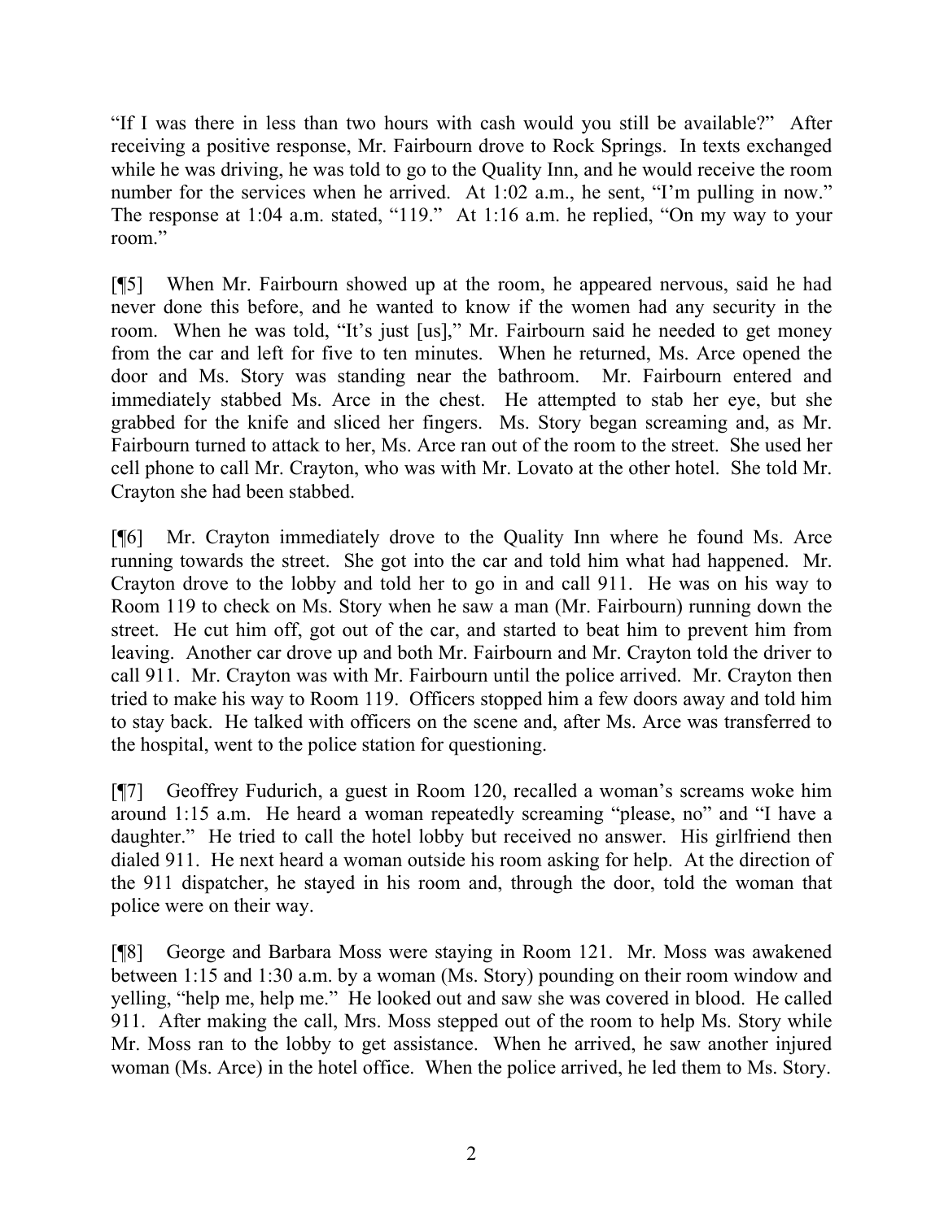"If I was there in less than two hours with cash would you still be available?" After receiving a positive response, Mr. Fairbourn drove to Rock Springs. In texts exchanged while he was driving, he was told to go to the Quality Inn, and he would receive the room number for the services when he arrived. At 1:02 a.m., he sent, "I'm pulling in now." The response at 1:04 a.m. stated, "119." At 1:16 a.m. he replied, "On my way to your room."

[¶5] When Mr. Fairbourn showed up at the room, he appeared nervous, said he had never done this before, and he wanted to know if the women had any security in the room. When he was told, "It's just [us]," Mr. Fairbourn said he needed to get money from the car and left for five to ten minutes. When he returned, Ms. Arce opened the door and Ms. Story was standing near the bathroom. Mr. Fairbourn entered and immediately stabbed Ms. Arce in the chest. He attempted to stab her eye, but she grabbed for the knife and sliced her fingers. Ms. Story began screaming and, as Mr. Fairbourn turned to attack to her, Ms. Arce ran out of the room to the street. She used her cell phone to call Mr. Crayton, who was with Mr. Lovato at the other hotel. She told Mr. Crayton she had been stabbed.

[¶6] Mr. Crayton immediately drove to the Quality Inn where he found Ms. Arce running towards the street. She got into the car and told him what had happened. Mr. Crayton drove to the lobby and told her to go in and call 911. He was on his way to Room 119 to check on Ms. Story when he saw a man (Mr. Fairbourn) running down the street. He cut him off, got out of the car, and started to beat him to prevent him from leaving. Another car drove up and both Mr. Fairbourn and Mr. Crayton told the driver to call 911. Mr. Crayton was with Mr. Fairbourn until the police arrived. Mr. Crayton then tried to make his way to Room 119. Officers stopped him a few doors away and told him to stay back. He talked with officers on the scene and, after Ms. Arce was transferred to the hospital, went to the police station for questioning.

[¶7] Geoffrey Fudurich, a guest in Room 120, recalled a woman's screams woke him around 1:15 a.m. He heard a woman repeatedly screaming "please, no" and "I have a daughter." He tried to call the hotel lobby but received no answer. His girlfriend then dialed 911. He next heard a woman outside his room asking for help. At the direction of the 911 dispatcher, he stayed in his room and, through the door, told the woman that police were on their way.

[¶8] George and Barbara Moss were staying in Room 121. Mr. Moss was awakened between 1:15 and 1:30 a.m. by a woman (Ms. Story) pounding on their room window and yelling, "help me, help me." He looked out and saw she was covered in blood. He called 911. After making the call, Mrs. Moss stepped out of the room to help Ms. Story while Mr. Moss ran to the lobby to get assistance. When he arrived, he saw another injured woman (Ms. Arce) in the hotel office. When the police arrived, he led them to Ms. Story.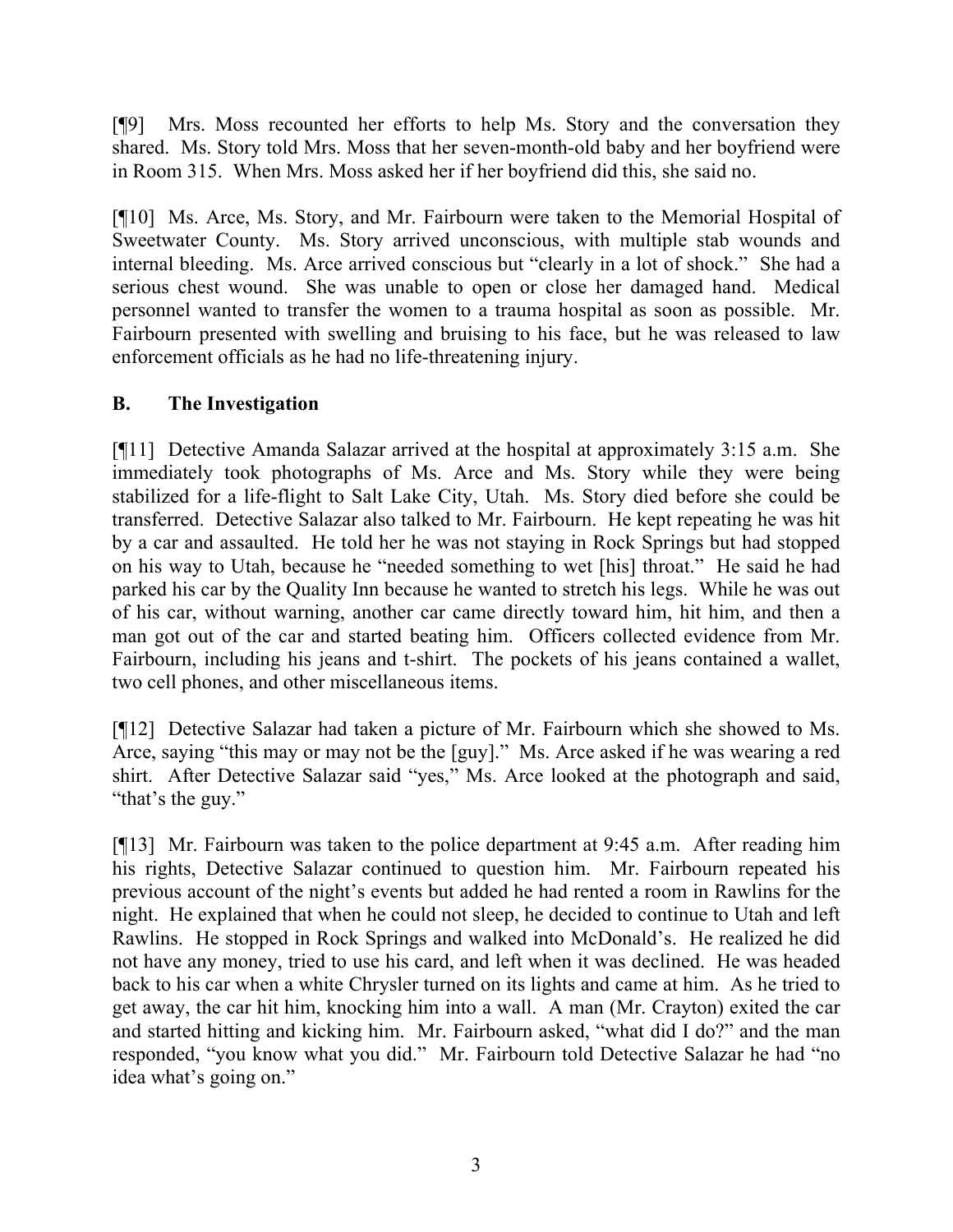[¶9] Mrs. Moss recounted her efforts to help Ms. Story and the conversation they shared. Ms. Story told Mrs. Moss that her seven-month-old baby and her boyfriend were in Room 315. When Mrs. Moss asked her if her boyfriend did this, she said no.

[¶10] Ms. Arce, Ms. Story, and Mr. Fairbourn were taken to the Memorial Hospital of Sweetwater County. Ms. Story arrived unconscious, with multiple stab wounds and internal bleeding. Ms. Arce arrived conscious but "clearly in a lot of shock." She had a serious chest wound. She was unable to open or close her damaged hand. Medical personnel wanted to transfer the women to a trauma hospital as soon as possible. Mr. Fairbourn presented with swelling and bruising to his face, but he was released to law enforcement officials as he had no life-threatening injury.

## B. The Investigation

[¶11] Detective Amanda Salazar arrived at the hospital at approximately 3:15 a.m. She immediately took photographs of Ms. Arce and Ms. Story while they were being stabilized for a life-flight to Salt Lake City, Utah. Ms. Story died before she could be transferred. Detective Salazar also talked to Mr. Fairbourn. He kept repeating he was hit by a car and assaulted. He told her he was not staying in Rock Springs but had stopped on his way to Utah, because he "needed something to wet [his] throat." He said he had parked his car by the Quality Inn because he wanted to stretch his legs. While he was out of his car, without warning, another car came directly toward him, hit him, and then a man got out of the car and started beating him. Officers collected evidence from Mr. Fairbourn, including his jeans and t-shirt. The pockets of his jeans contained a wallet, two cell phones, and other miscellaneous items.

[¶12] Detective Salazar had taken a picture of Mr. Fairbourn which she showed to Ms. Arce, saying "this may or may not be the [guy]." Ms. Arce asked if he was wearing a red shirt. After Detective Salazar said "yes," Ms. Arce looked at the photograph and said, "that's the guy."

[¶13] Mr. Fairbourn was taken to the police department at 9:45 a.m. After reading him his rights, Detective Salazar continued to question him. Mr. Fairbourn repeated his previous account of the night's events but added he had rented a room in Rawlins for the night. He explained that when he could not sleep, he decided to continue to Utah and left Rawlins. He stopped in Rock Springs and walked into McDonald's. He realized he did not have any money, tried to use his card, and left when it was declined. He was headed back to his car when a white Chrysler turned on its lights and came at him. As he tried to get away, the car hit him, knocking him into a wall. A man (Mr. Crayton) exited the car and started hitting and kicking him. Mr. Fairbourn asked, "what did I do?" and the man responded, "you know what you did." Mr. Fairbourn told Detective Salazar he had "no idea what's going on."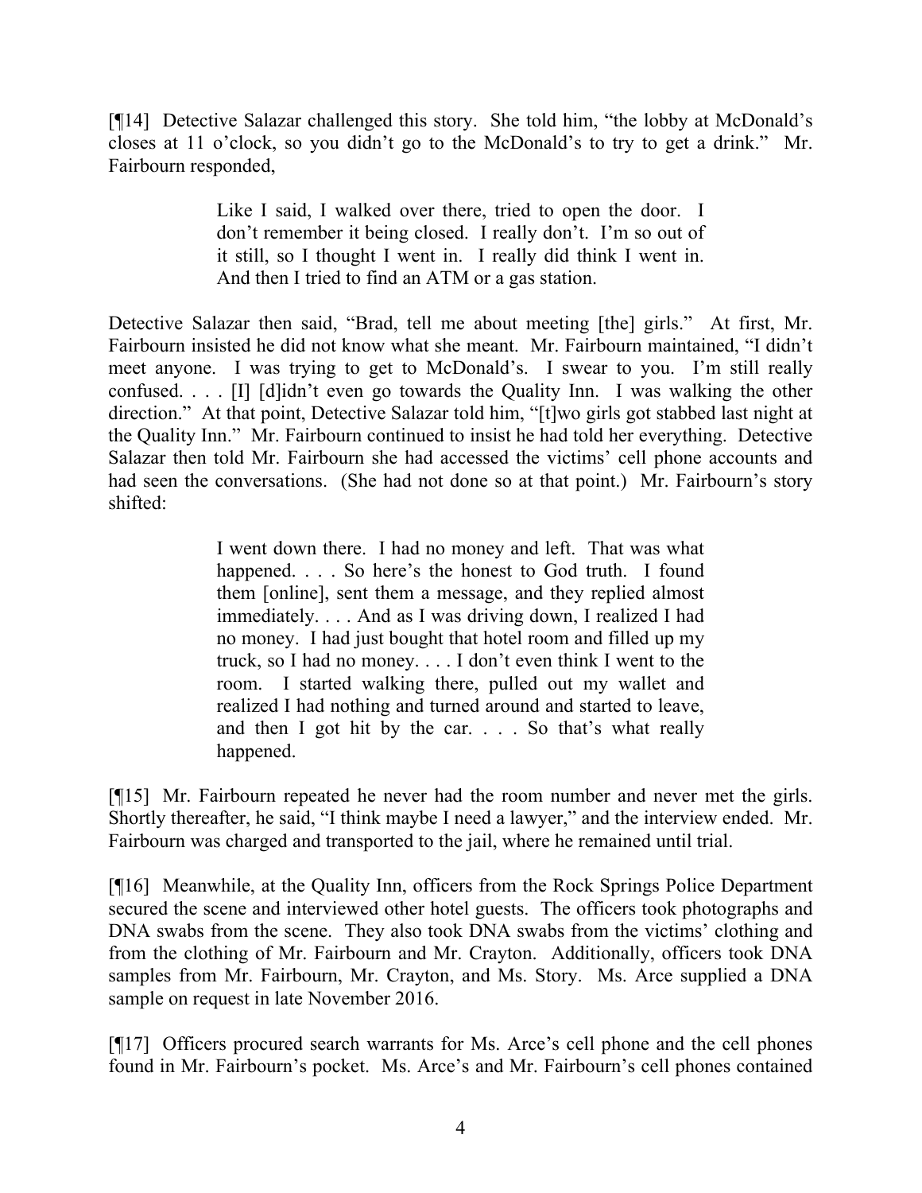[¶14] Detective Salazar challenged this story. She told him, "the lobby at McDonald's closes at 11 o'clock, so you didn't go to the McDonald's to try to get a drink." Mr. Fairbourn responded,

> Like I said, I walked over there, tried to open the door. I don't remember it being closed. I really don't. I'm so out of it still, so I thought I went in. I really did think I went in. And then I tried to find an ATM or a gas station.

Detective Salazar then said, "Brad, tell me about meeting [the] girls." At first, Mr. Fairbourn insisted he did not know what she meant. Mr. Fairbourn maintained, "I didn't meet anyone. I was trying to get to McDonald's. I swear to you. I'm still really confused. . . . [I] [d]idn't even go towards the Quality Inn. I was walking the other direction." At that point, Detective Salazar told him, "[t]wo girls got stabbed last night at the Quality Inn." Mr. Fairbourn continued to insist he had told her everything. Detective Salazar then told Mr. Fairbourn she had accessed the victims' cell phone accounts and had seen the conversations. (She had not done so at that point.) Mr. Fairbourn's story shifted:

> I went down there. I had no money and left. That was what happened. . . . So here's the honest to God truth. I found them [online], sent them a message, and they replied almost immediately. . . . And as I was driving down, I realized I had no money. I had just bought that hotel room and filled up my truck, so I had no money. . . . I don't even think I went to the room. I started walking there, pulled out my wallet and realized I had nothing and turned around and started to leave, and then I got hit by the car. . . . So that's what really happened.

[¶15] Mr. Fairbourn repeated he never had the room number and never met the girls. Shortly thereafter, he said, "I think maybe I need a lawyer," and the interview ended. Mr. Fairbourn was charged and transported to the jail, where he remained until trial.

[¶16] Meanwhile, at the Quality Inn, officers from the Rock Springs Police Department secured the scene and interviewed other hotel guests. The officers took photographs and DNA swabs from the scene. They also took DNA swabs from the victims' clothing and from the clothing of Mr. Fairbourn and Mr. Crayton. Additionally, officers took DNA samples from Mr. Fairbourn, Mr. Crayton, and Ms. Story. Ms. Arce supplied a DNA sample on request in late November 2016.

[¶17] Officers procured search warrants for Ms. Arce's cell phone and the cell phones found in Mr. Fairbourn's pocket. Ms. Arce's and Mr. Fairbourn's cell phones contained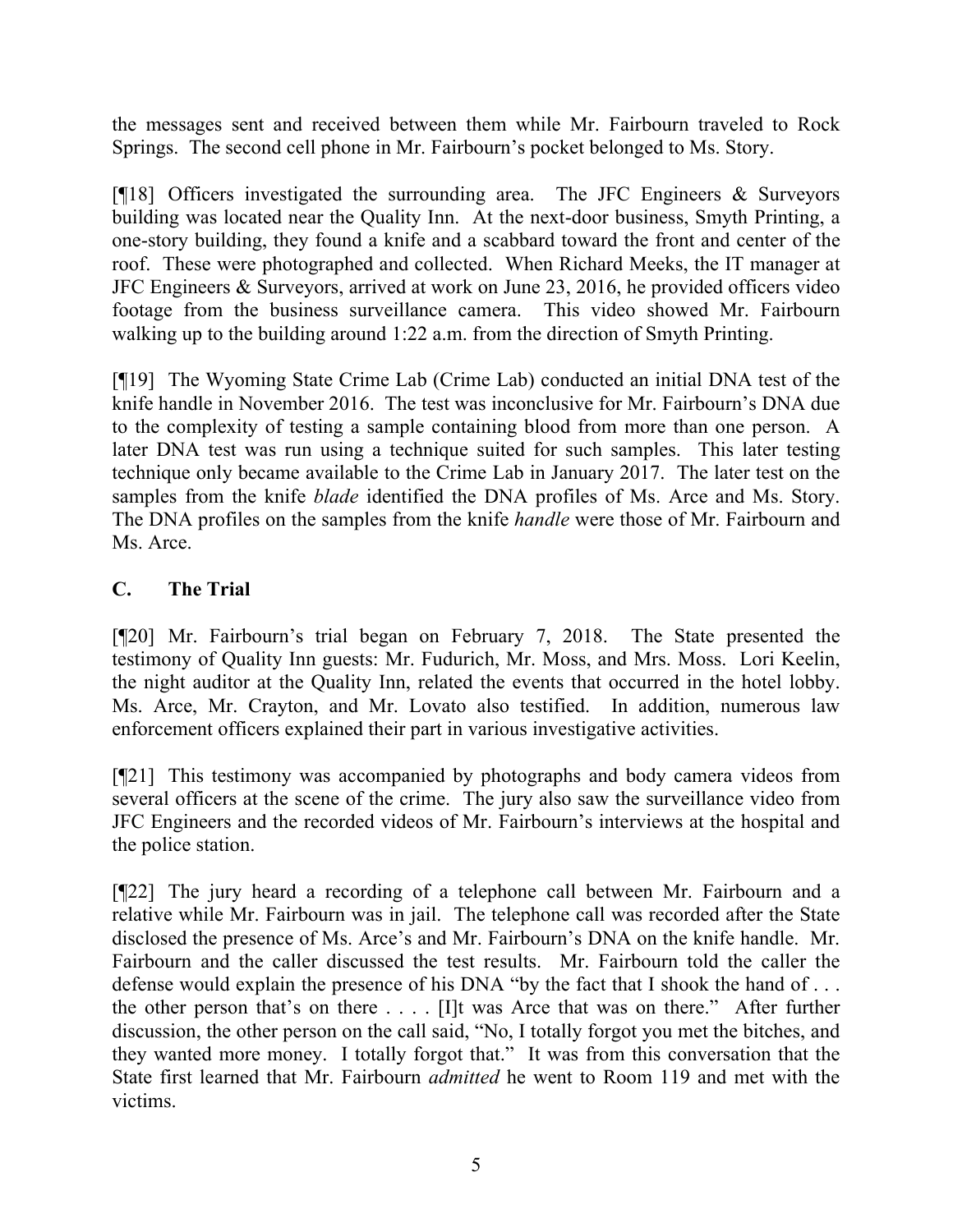the messages sent and received between them while Mr. Fairbourn traveled to Rock Springs. The second cell phone in Mr. Fairbourn's pocket belonged to Ms. Story.

[¶18] Officers investigated the surrounding area. The JFC Engineers & Surveyors building was located near the Quality Inn. At the next-door business, Smyth Printing, a one-story building, they found a knife and a scabbard toward the front and center of the roof. These were photographed and collected. When Richard Meeks, the IT manager at JFC Engineers & Surveyors, arrived at work on June 23, 2016, he provided officers video footage from the business surveillance camera. This video showed Mr. Fairbourn walking up to the building around 1:22 a.m. from the direction of Smyth Printing.

[¶19] The Wyoming State Crime Lab (Crime Lab) conducted an initial DNA test of the knife handle in November 2016. The test was inconclusive for Mr. Fairbourn's DNA due to the complexity of testing a sample containing blood from more than one person. A later DNA test was run using a technique suited for such samples. This later testing technique only became available to the Crime Lab in January 2017. The later test on the samples from the knife *blade* identified the DNA profiles of Ms. Arce and Ms. Story. The DNA profiles on the samples from the knife *handle* were those of Mr. Fairbourn and Ms. Arce.

## C. The Trial

[¶20] Mr. Fairbourn's trial began on February 7, 2018. The State presented the testimony of Quality Inn guests: Mr. Fudurich, Mr. Moss, and Mrs. Moss. Lori Keelin, the night auditor at the Quality Inn, related the events that occurred in the hotel lobby. Ms. Arce, Mr. Crayton, and Mr. Lovato also testified. In addition, numerous law enforcement officers explained their part in various investigative activities.

[¶21] This testimony was accompanied by photographs and body camera videos from several officers at the scene of the crime. The jury also saw the surveillance video from JFC Engineers and the recorded videos of Mr. Fairbourn's interviews at the hospital and the police station.

[¶22] The jury heard a recording of a telephone call between Mr. Fairbourn and a relative while Mr. Fairbourn was in jail. The telephone call was recorded after the State disclosed the presence of Ms. Arce's and Mr. Fairbourn's DNA on the knife handle. Mr. Fairbourn and the caller discussed the test results. Mr. Fairbourn told the caller the defense would explain the presence of his DNA "by the fact that I shook the hand of . . . the other person that's on there . . . . [I]t was Arce that was on there." After further discussion, the other person on the call said, "No, I totally forgot you met the bitches, and they wanted more money. I totally forgot that." It was from this conversation that the State first learned that Mr. Fairbourn *admitted* he went to Room 119 and met with the victims.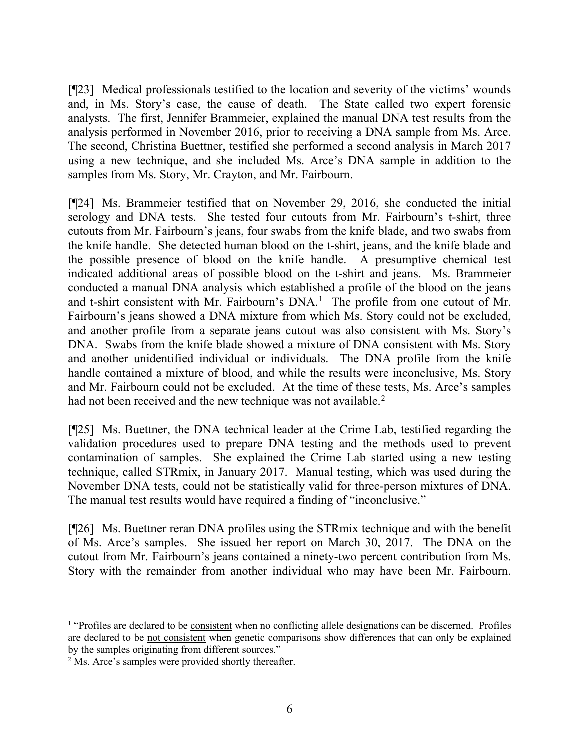[¶23] Medical professionals testified to the location and severity of the victims' wounds and, in Ms. Story's case, the cause of death. The State called two expert forensic analysts. The first, Jennifer Brammeier, explained the manual DNA test results from the analysis performed in November 2016, prior to receiving a DNA sample from Ms. Arce. The second, Christina Buettner, testified she performed a second analysis in March 2017 using a new technique, and she included Ms. Arce's DNA sample in addition to the samples from Ms. Story, Mr. Crayton, and Mr. Fairbourn.

[¶24] Ms. Brammeier testified that on November 29, 2016, she conducted the initial serology and DNA tests. She tested four cutouts from Mr. Fairbourn's t-shirt, three cutouts from Mr. Fairbourn's jeans, four swabs from the knife blade, and two swabs from the knife handle. She detected human blood on the t-shirt, jeans, and the knife blade and the possible presence of blood on the knife handle. A presumptive chemical test indicated additional areas of possible blood on the t-shirt and jeans. Ms. Brammeier conducted a manual DNA analysis which established a profile of the blood on the jeans and t-shirt consistent with Mr. Fairbourn's DNA.[1] The profile from one cutout of Mr. Fairbourn's jeans showed a DNA mixture from which Ms. Story could not be excluded, and another profile from a separate jeans cutout was also consistent with Ms. Story's DNA. Swabs from the knife blade showed a mixture of DNA consistent with Ms. Story and another unidentified individual or individuals. The DNA profile from the knife handle contained a mixture of blood, and while the results were inconclusive, Ms. Story and Mr. Fairbourn could not be excluded. At the time of these tests, Ms. Arce's samples had not been received and the new technique was not available.[2]

[¶25] Ms. Buettner, the DNA technical leader at the Crime Lab, testified regarding the validation procedures used to prepare DNA testing and the methods used to prevent contamination of samples. She explained the Crime Lab started using a new testing technique, called STRmix, in January 2017. Manual testing, which was used during the November DNA tests, could not be statistically valid for three-person mixtures of DNA. The manual test results would have required a finding of "inconclusive."

[¶26] Ms. Buettner reran DNA profiles using the STRmix technique and with the benefit of Ms. Arce's samples. She issued her report on March 30, 2017. The DNA on the cutout from Mr. Fairbourn's jeans contained a ninety-two percent contribution from Ms. Story with the remainder from another individual who may have been Mr. Fairbourn.

---

[1] "Profiles are declared to be consistent when no conflicting allele designations can be discerned. Profiles are declared to be not consistent when genetic comparisons show differences that can only be explained by the samples originating from different sources."

[2] Ms. Arce's samples were provided shortly thereafter.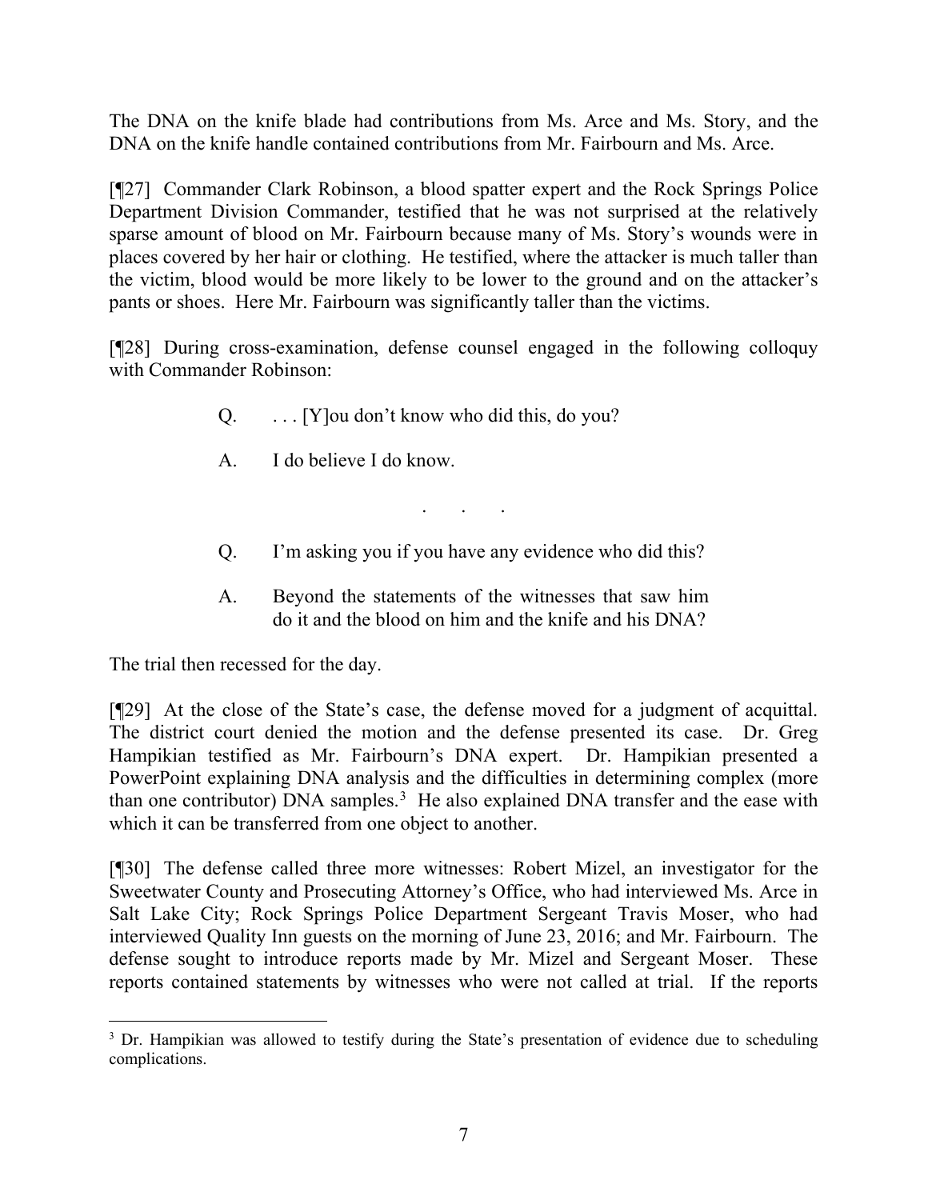The DNA on the knife blade had contributions from Ms. Arce and Ms. Story, and the DNA on the knife handle contained contributions from Mr. Fairbourn and Ms. Arce.

[¶27] Commander Clark Robinson, a blood spatter expert and the Rock Springs Police Department Division Commander, testified that he was not surprised at the relatively sparse amount of blood on Mr. Fairbourn because many of Ms. Story's wounds were in places covered by her hair or clothing. He testified, where the attacker is much taller than the victim, blood would be more likely to be lower to the ground and on the attacker's pants or shoes. Here Mr. Fairbourn was significantly taller than the victims.

[¶28] During cross-examination, defense counsel engaged in the following colloquy with Commander Robinson:

> Q. . . . [Y]ou don't know who did this, do you?
>
> A. I do believe I do know.
>
> . . .
>
> Q. I'm asking you if you have any evidence who did this?
>
> A. Beyond the statements of the witnesses that saw him do it and the blood on him and the knife and his DNA?

The trial then recessed for the day.

[¶29] At the close of the State's case, the defense moved for a judgment of acquittal. The district court denied the motion and the defense presented its case. Dr. Greg Hampikian testified as Mr. Fairbourn's DNA expert. Dr. Hampikian presented a PowerPoint explaining DNA analysis and the difficulties in determining complex (more than one contributor) DNA samples.[3] He also explained DNA transfer and the ease with which it can be transferred from one object to another.

[¶30] The defense called three more witnesses: Robert Mizel, an investigator for the Sweetwater County and Prosecuting Attorney's Office, who had interviewed Ms. Arce in Salt Lake City; Rock Springs Police Department Sergeant Travis Moser, who had interviewed Quality Inn guests on the morning of June 23, 2016; and Mr. Fairbourn. The defense sought to introduce reports made by Mr. Mizel and Sergeant Moser. These reports contained statements by witnesses who were not called at trial. If the reports

---

[3] Dr. Hampikian was allowed to testify during the State's presentation of evidence due to scheduling complications.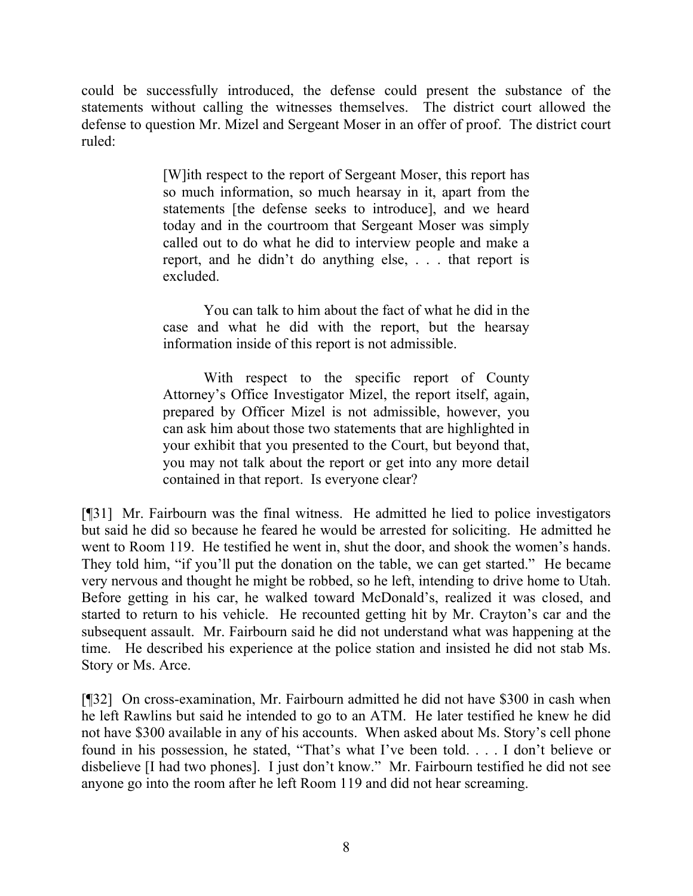could be successfully introduced, the defense could present the substance of the statements without calling the witnesses themselves. The district court allowed the defense to question Mr. Mizel and Sergeant Moser in an offer of proof. The district court ruled:

> [W]ith respect to the report of Sergeant Moser, this report has so much information, so much hearsay in it, apart from the statements [the defense seeks to introduce], and we heard today and in the courtroom that Sergeant Moser was simply called out to do what he did to interview people and make a report, and he didn't do anything else, . . . that report is excluded.
>
> You can talk to him about the fact of what he did in the case and what he did with the report, but the hearsay information inside of this report is not admissible.
>
> With respect to the specific report of County Attorney's Office Investigator Mizel, the report itself, again, prepared by Officer Mizel is not admissible, however, you can ask him about those two statements that are highlighted in your exhibit that you presented to the Court, but beyond that, you may not talk about the report or get into any more detail contained in that report. Is everyone clear?

[¶31] Mr. Fairbourn was the final witness. He admitted he lied to police investigators but said he did so because he feared he would be arrested for soliciting. He admitted he went to Room 119. He testified he went in, shut the door, and shook the women's hands. They told him, "if you'll put the donation on the table, we can get started." He became very nervous and thought he might be robbed, so he left, intending to drive home to Utah. Before getting in his car, he walked toward McDonald's, realized it was closed, and started to return to his vehicle. He recounted getting hit by Mr. Crayton's car and the subsequent assault. Mr. Fairbourn said he did not understand what was happening at the time. He described his experience at the police station and insisted he did not stab Ms. Story or Ms. Arce.

[¶32] On cross-examination, Mr. Fairbourn admitted he did not have $300 in cash when he left Rawlins but said he intended to go to an ATM. He later testified he knew he did not have $300 available in any of his accounts. When asked about Ms. Story's cell phone found in his possession, he stated, "That's what I've been told. . . . I don't believe or disbelieve [I had two phones]. I just don't know." Mr. Fairbourn testified he did not see anyone go into the room after he left Room 119 and did not hear screaming.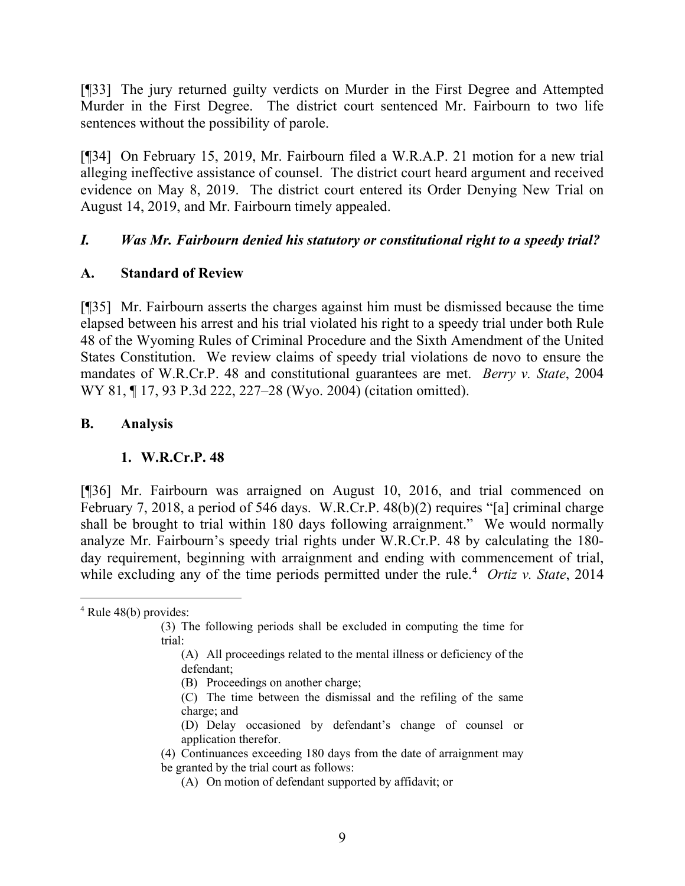[¶33] The jury returned guilty verdicts on Murder in the First Degree and Attempted Murder in the First Degree. The district court sentenced Mr. Fairbourn to two life sentences without the possibility of parole.

[¶34] On February 15, 2019, Mr. Fairbourn filed a W.R.A.P. 21 motion for a new trial alleging ineffective assistance of counsel. The district court heard argument and received evidence on May 8, 2019. The district court entered its Order Denying New Trial on August 14, 2019, and Mr. Fairbourn timely appealed.

## *I. Was Mr. Fairbourn denied his statutory or constitutional right to a speedy trial?*

### A. Standard of Review

[¶35] Mr. Fairbourn asserts the charges against him must be dismissed because the time elapsed between his arrest and his trial violated his right to a speedy trial under both Rule 48 of the Wyoming Rules of Criminal Procedure and the Sixth Amendment of the United States Constitution. We review claims of speedy trial violations de novo to ensure the mandates of W.R.Cr.P. 48 and constitutional guarantees are met. *Berry v. State*, 2004 WY 81, ¶ 17, 93 P.3d 222, 227–28 (Wyo. 2004) (citation omitted).

### B. Analysis

#### 1. W.R.Cr.P. 48

[¶36] Mr. Fairbourn was arraigned on August 10, 2016, and trial commenced on February 7, 2018, a period of 546 days. W.R.Cr.P. 48(b)(2) requires "[a] criminal charge shall be brought to trial within 180 days following arraignment." We would normally analyze Mr. Fairbourn's speedy trial rights under W.R.Cr.P. 48 by calculating the 180-day requirement, beginning with arraignment and ending with commencement of trial, while excluding any of the time periods permitted under the rule.[4] *Ortiz v. State*, 2014

---

[4] Rule 48(b) provides:

> (3) The following periods shall be excluded in computing the time for trial:
>
> (A) All proceedings related to the mental illness or deficiency of the defendant;
>
> (B) Proceedings on another charge;
>
> (C) The time between the dismissal and the refiling of the same charge; and
>
> (D) Delay occasioned by defendant's change of counsel or application therefor.
>
> (4) Continuances exceeding 180 days from the date of arraignment may be granted by the trial court as follows:
>
> (A) On motion of defendant supported by affidavit; or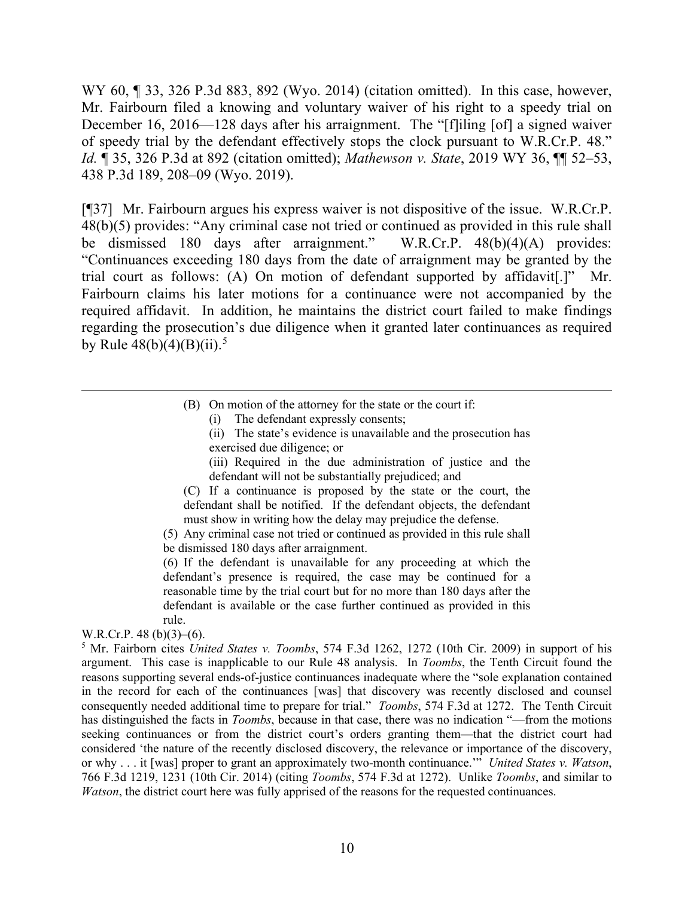WY 60, ¶ 33, 326 P.3d 883, 892 (Wyo. 2014) (citation omitted). In this case, however, Mr. Fairbourn filed a knowing and voluntary waiver of his right to a speedy trial on December 16, 2016—128 days after his arraignment. The "[f]iling [of] a signed waiver of speedy trial by the defendant effectively stops the clock pursuant to W.R.Cr.P. 48." *Id.* ¶ 35, 326 P.3d at 892 (citation omitted); *Mathewson v. State*, 2019 WY 36, ¶¶ 52–53, 438 P.3d 189, 208–09 (Wyo. 2019).

[¶37] Mr. Fairbourn argues his express waiver is not dispositive of the issue. W.R.Cr.P. 48(b)(5) provides: "Any criminal case not tried or continued as provided in this rule shall be dismissed 180 days after arraignment." W.R.Cr.P. 48(b)(4)(A) provides: "Continuances exceeding 180 days from the date of arraignment may be granted by the trial court as follows: (A) On motion of defendant supported by affidavit[.]" Mr. Fairbourn claims his later motions for a continuance were not accompanied by the required affidavit. In addition, he maintains the district court failed to make findings regarding the prosecution's due diligence when it granted later continuances as required by Rule 48(b)(4)(B)(ii).[5]

---

> (B) On motion of the attorney for the state or the court if:
>
> (i) The defendant expressly consents;
>
> (ii) The state's evidence is unavailable and the prosecution has exercised due diligence; or
>
> (iii) Required in the due administration of justice and the defendant will not be substantially prejudiced; and
>
> (C) If a continuance is proposed by the state or the court, the defendant shall be notified. If the defendant objects, the defendant must show in writing how the delay may prejudice the defense.
>
> (5) Any criminal case not tried or continued as provided in this rule shall be dismissed 180 days after arraignment.
>
> (6) If the defendant is unavailable for any proceeding at which the defendant's presence is required, the case may be continued for a reasonable time by the trial court but for no more than 180 days after the defendant is available or the case further continued as provided in this rule.

W.R.Cr.P. 48 (b)(3)–(6).

[5] Mr. Fairborn cites *United States v. Toombs*, 574 F.3d 1262, 1272 (10th Cir. 2009) in support of his argument. This case is inapplicable to our Rule 48 analysis. In *Toombs*, the Tenth Circuit found the reasons supporting several ends-of-justice continuances inadequate where the "sole explanation contained in the record for each of the continuances [was] that discovery was recently disclosed and counsel consequently needed additional time to prepare for trial." *Toombs*, 574 F.3d at 1272. The Tenth Circuit has distinguished the facts in *Toombs*, because in that case, there was no indication "—from the motions seeking continuances or from the district court's orders granting them—that the district court had considered 'the nature of the recently disclosed discovery, the relevance or importance of the discovery, or why . . . it [was] proper to grant an approximately two-month continuance.'" *United States v. Watson*, 766 F.3d 1219, 1231 (10th Cir. 2014) (citing *Toombs*, 574 F.3d at 1272). Unlike *Toombs*, and similar to *Watson*, the district court here was fully apprised of the reasons for the requested continuances.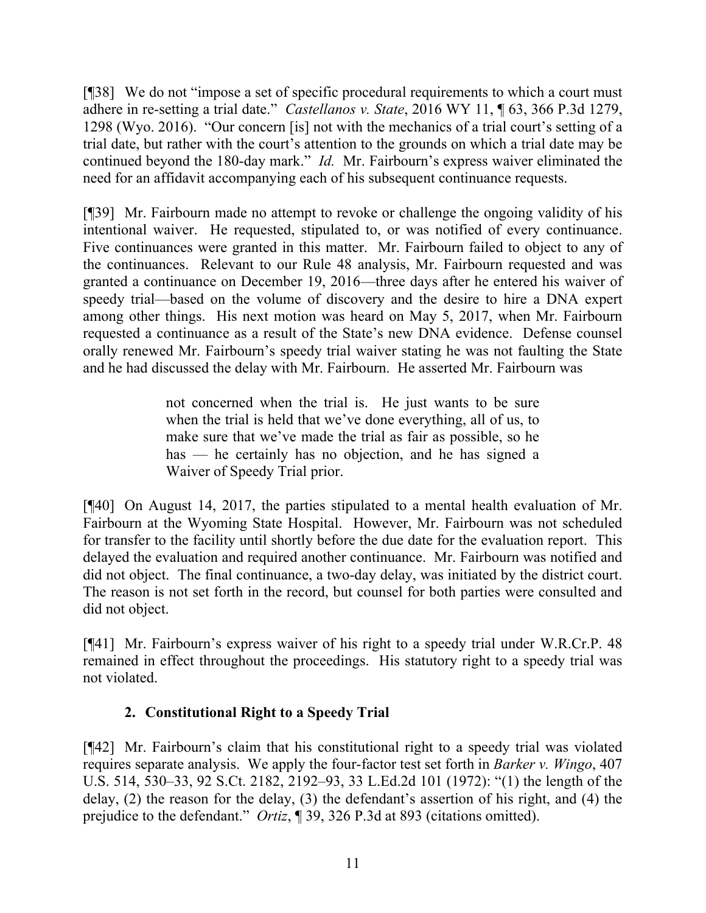[¶38] We do not "impose a set of specific procedural requirements to which a court must adhere in re-setting a trial date." *Castellanos v. State*, 2016 WY 11, ¶ 63, 366 P.3d 1279, 1298 (Wyo. 2016). "Our concern [is] not with the mechanics of a trial court's setting of a trial date, but rather with the court's attention to the grounds on which a trial date may be continued beyond the 180-day mark." *Id.* Mr. Fairbourn's express waiver eliminated the need for an affidavit accompanying each of his subsequent continuance requests.

[¶39] Mr. Fairbourn made no attempt to revoke or challenge the ongoing validity of his intentional waiver. He requested, stipulated to, or was notified of every continuance. Five continuances were granted in this matter. Mr. Fairbourn failed to object to any of the continuances. Relevant to our Rule 48 analysis, Mr. Fairbourn requested and was granted a continuance on December 19, 2016—three days after he entered his waiver of speedy trial—based on the volume of discovery and the desire to hire a DNA expert among other things. His next motion was heard on May 5, 2017, when Mr. Fairbourn requested a continuance as a result of the State's new DNA evidence. Defense counsel orally renewed Mr. Fairbourn's speedy trial waiver stating he was not faulting the State and he had discussed the delay with Mr. Fairbourn. He asserted Mr. Fairbourn was

> not concerned when the trial is. He just wants to be sure when the trial is held that we've done everything, all of us, to make sure that we've made the trial as fair as possible, so he has — he certainly has no objection, and he has signed a Waiver of Speedy Trial prior.

[¶40] On August 14, 2017, the parties stipulated to a mental health evaluation of Mr. Fairbourn at the Wyoming State Hospital. However, Mr. Fairbourn was not scheduled for transfer to the facility until shortly before the due date for the evaluation report. This delayed the evaluation and required another continuance. Mr. Fairbourn was notified and did not object. The final continuance, a two-day delay, was initiated by the district court. The reason is not set forth in the record, but counsel for both parties were consulted and did not object.

[¶41] Mr. Fairbourn's express waiver of his right to a speedy trial under W.R.Cr.P. 48 remained in effect throughout the proceedings. His statutory right to a speedy trial was not violated.

### 2. Constitutional Right to a Speedy Trial

[¶42] Mr. Fairbourn's claim that his constitutional right to a speedy trial was violated requires separate analysis. We apply the four-factor test set forth in *Barker v. Wingo*, 407 U.S. 514, 530–33, 92 S.Ct. 2182, 2192–93, 33 L.Ed.2d 101 (1972): "(1) the length of the delay, (2) the reason for the delay, (3) the defendant's assertion of his right, and (4) the prejudice to the defendant." *Ortiz*, ¶ 39, 326 P.3d at 893 (citations omitted).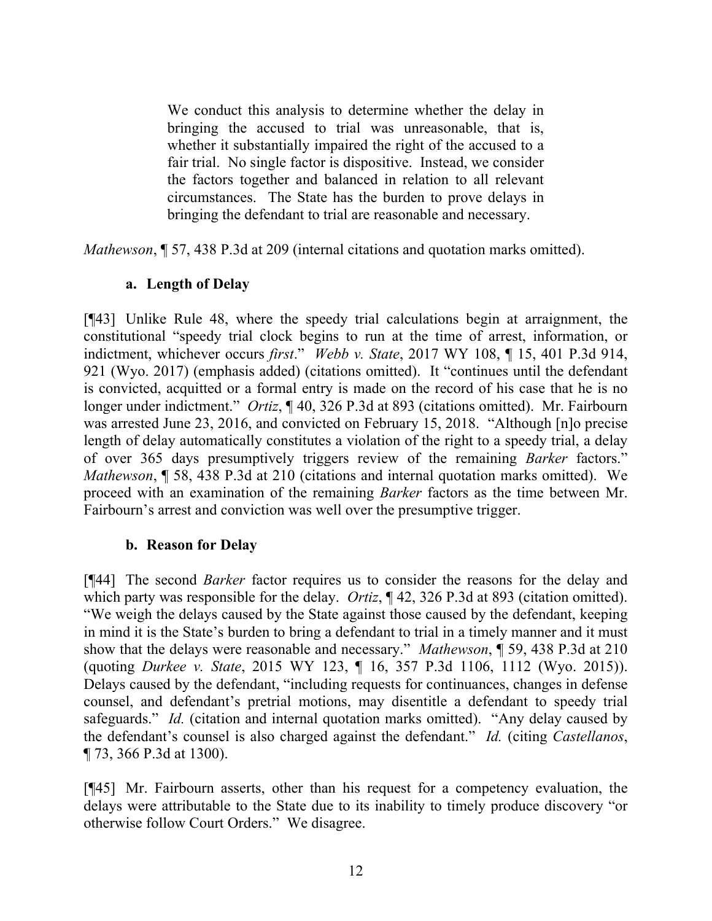> We conduct this analysis to determine whether the delay in bringing the accused to trial was unreasonable, that is, whether it substantially impaired the right of the accused to a fair trial. No single factor is dispositive. Instead, we consider the factors together and balanced in relation to all relevant circumstances. The State has the burden to prove delays in bringing the defendant to trial are reasonable and necessary.

*Mathewson*, ¶ 57, 438 P.3d at 209 (internal citations and quotation marks omitted).

#### a. Length of Delay

[¶43] Unlike Rule 48, where the speedy trial calculations begin at arraignment, the constitutional "speedy trial clock begins to run at the time of arrest, information, or indictment, whichever occurs *first*." *Webb v. State*, 2017 WY 108, ¶ 15, 401 P.3d 914, 921 (Wyo. 2017) (emphasis added) (citations omitted). It "continues until the defendant is convicted, acquitted or a formal entry is made on the record of his case that he is no longer under indictment." *Ortiz*, ¶ 40, 326 P.3d at 893 (citations omitted). Mr. Fairbourn was arrested June 23, 2016, and convicted on February 15, 2018. "Although [n]o precise length of delay automatically constitutes a violation of the right to a speedy trial, a delay of over 365 days presumptively triggers review of the remaining *Barker* factors." *Mathewson*, ¶ 58, 438 P.3d at 210 (citations and internal quotation marks omitted). We proceed with an examination of the remaining *Barker* factors as the time between Mr. Fairbourn's arrest and conviction was well over the presumptive trigger.

#### b. Reason for Delay

[¶44] The second *Barker* factor requires us to consider the reasons for the delay and which party was responsible for the delay. *Ortiz*, ¶ 42, 326 P.3d at 893 (citation omitted). "We weigh the delays caused by the State against those caused by the defendant, keeping in mind it is the State's burden to bring a defendant to trial in a timely manner and it must show that the delays were reasonable and necessary." *Mathewson*, ¶ 59, 438 P.3d at 210 (quoting *Durkee v. State*, 2015 WY 123, ¶ 16, 357 P.3d 1106, 1112 (Wyo. 2015)). Delays caused by the defendant, "including requests for continuances, changes in defense counsel, and defendant's pretrial motions, may disentitle a defendant to speedy trial safeguards." *Id.* (citation and internal quotation marks omitted). "Any delay caused by the defendant's counsel is also charged against the defendant." *Id.* (citing *Castellanos*, ¶ 73, 366 P.3d at 1300).

[¶45] Mr. Fairbourn asserts, other than his request for a competency evaluation, the delays were attributable to the State due to its inability to timely produce discovery "or otherwise follow Court Orders." We disagree.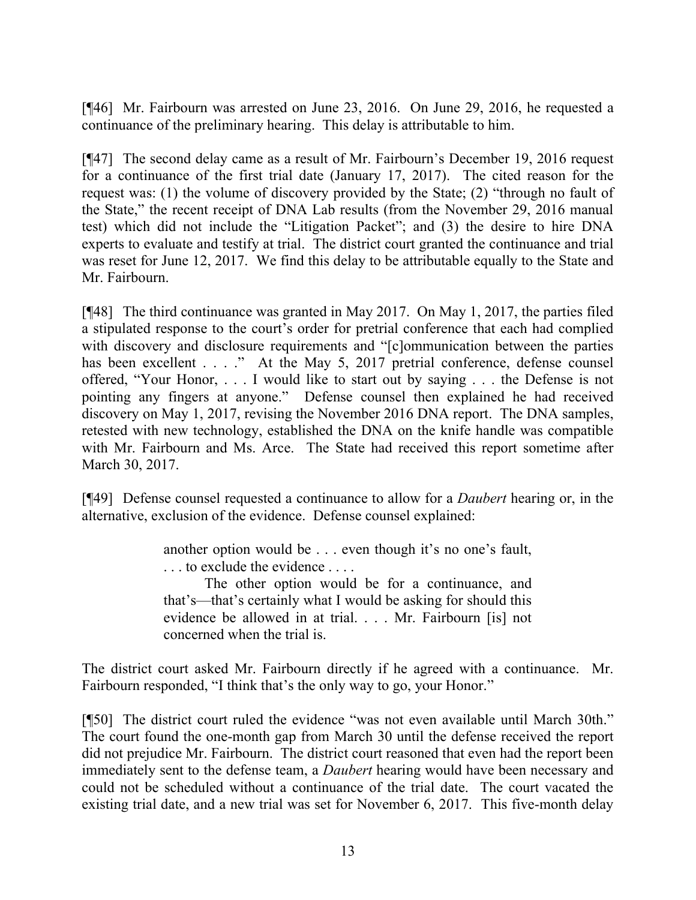[¶46] Mr. Fairbourn was arrested on June 23, 2016. On June 29, 2016, he requested a continuance of the preliminary hearing. This delay is attributable to him.

[¶47] The second delay came as a result of Mr. Fairbourn's December 19, 2016 request for a continuance of the first trial date (January 17, 2017). The cited reason for the request was: (1) the volume of discovery provided by the State; (2) "through no fault of the State," the recent receipt of DNA Lab results (from the November 29, 2016 manual test) which did not include the "Litigation Packet"; and (3) the desire to hire DNA experts to evaluate and testify at trial. The district court granted the continuance and trial was reset for June 12, 2017. We find this delay to be attributable equally to the State and Mr. Fairbourn.

[¶48] The third continuance was granted in May 2017. On May 1, 2017, the parties filed a stipulated response to the court's order for pretrial conference that each had complied with discovery and disclosure requirements and "[c]ommunication between the parties has been excellent . . . ." At the May 5, 2017 pretrial conference, defense counsel offered, "Your Honor, . . . I would like to start out by saying . . . the Defense is not pointing any fingers at anyone." Defense counsel then explained he had received discovery on May 1, 2017, revising the November 2016 DNA report. The DNA samples, retested with new technology, established the DNA on the knife handle was compatible with Mr. Fairbourn and Ms. Arce. The State had received this report sometime after March 30, 2017.

[¶49] Defense counsel requested a continuance to allow for a *Daubert* hearing or, in the alternative, exclusion of the evidence. Defense counsel explained:

> another option would be . . . even though it's no one's fault, . . . to exclude the evidence . . . .
>
> The other option would be for a continuance, and that's—that's certainly what I would be asking for should this evidence be allowed in at trial. . . . Mr. Fairbourn [is] not concerned when the trial is.

The district court asked Mr. Fairbourn directly if he agreed with a continuance. Mr. Fairbourn responded, "I think that's the only way to go, your Honor."

[¶50] The district court ruled the evidence "was not even available until March 30th." The court found the one-month gap from March 30 until the defense received the report did not prejudice Mr. Fairbourn. The district court reasoned that even had the report been immediately sent to the defense team, a *Daubert* hearing would have been necessary and could not be scheduled without a continuance of the trial date. The court vacated the existing trial date, and a new trial was set for November 6, 2017. This five-month delay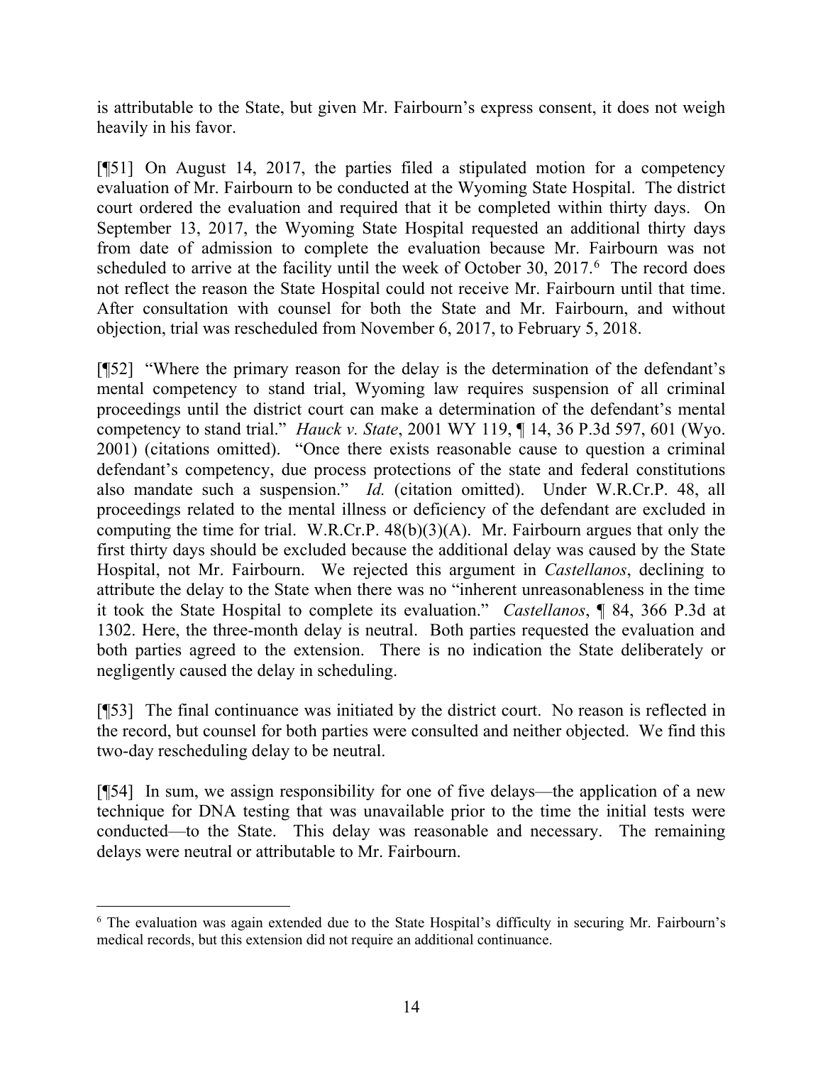is attributable to the State, but given Mr. Fairbourn's express consent, it does not weigh heavily in his favor.

[¶51] On August 14, 2017, the parties filed a stipulated motion for a competency evaluation of Mr. Fairbourn to be conducted at the Wyoming State Hospital. The district court ordered the evaluation and required that it be completed within thirty days. On September 13, 2017, the Wyoming State Hospital requested an additional thirty days from date of admission to complete the evaluation because Mr. Fairbourn was not scheduled to arrive at the facility until the week of October 30, 2017.[6] The record does not reflect the reason the State Hospital could not receive Mr. Fairbourn until that time. After consultation with counsel for both the State and Mr. Fairbourn, and without objection, trial was rescheduled from November 6, 2017, to February 5, 2018.

[¶52] "Where the primary reason for the delay is the determination of the defendant's mental competency to stand trial, Wyoming law requires suspension of all criminal proceedings until the district court can make a determination of the defendant's mental competency to stand trial." *Hauck v. State*, 2001 WY 119, ¶ 14, 36 P.3d 597, 601 (Wyo. 2001) (citations omitted). "Once there exists reasonable cause to question a criminal defendant's competency, due process protections of the state and federal constitutions also mandate such a suspension." *Id.* (citation omitted). Under W.R.Cr.P. 48, all proceedings related to the mental illness or deficiency of the defendant are excluded in computing the time for trial. W.R.Cr.P. 48(b)(3)(A). Mr. Fairbourn argues that only the first thirty days should be excluded because the additional delay was caused by the State Hospital, not Mr. Fairbourn. We rejected this argument in *Castellanos*, declining to attribute the delay to the State when there was no "inherent unreasonableness in the time it took the State Hospital to complete its evaluation." *Castellanos*, ¶ 84, 366 P.3d at 1302. Here, the three-month delay is neutral. Both parties requested the evaluation and both parties agreed to the extension. There is no indication the State deliberately or negligently caused the delay in scheduling.

[¶53] The final continuance was initiated by the district court. No reason is reflected in the record, but counsel for both parties were consulted and neither objected. We find this two-day rescheduling delay to be neutral.

[¶54] In sum, we assign responsibility for one of five delays—the application of a new technique for DNA testing that was unavailable prior to the time the initial tests were conducted—to the State. This delay was reasonable and necessary. The remaining delays were neutral or attributable to Mr. Fairbourn.

---

[6] The evaluation was again extended due to the State Hospital's difficulty in securing Mr. Fairbourn's medical records, but this extension did not require an additional continuance.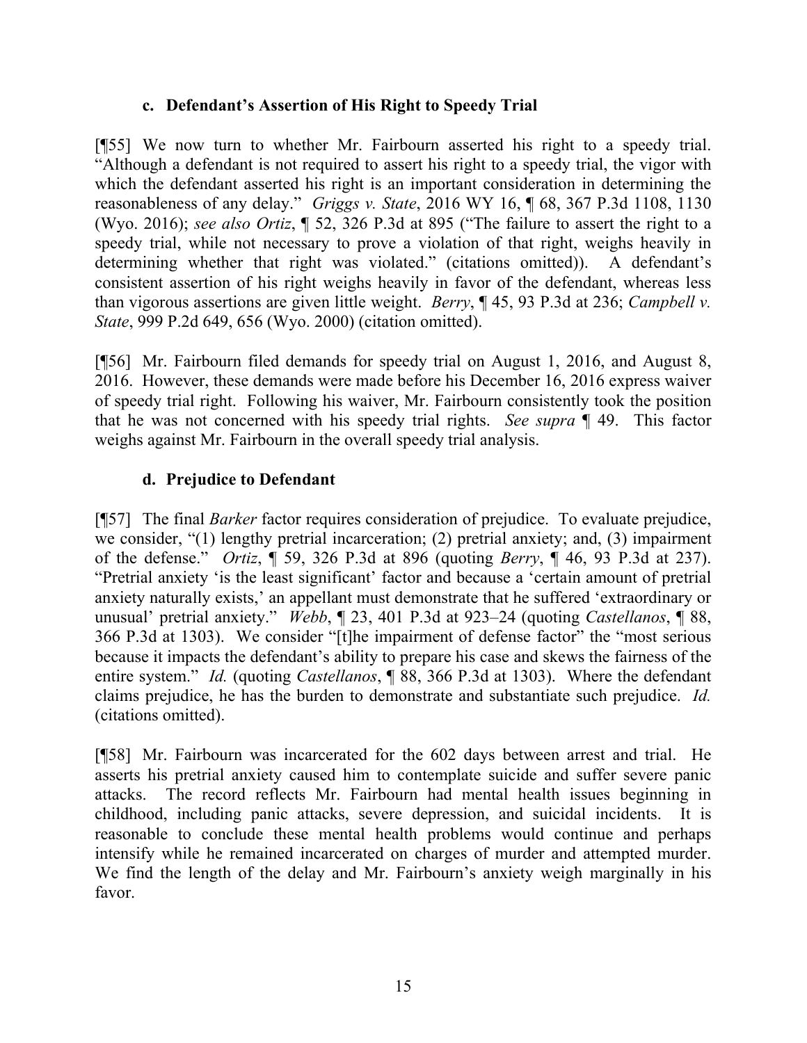### c. Defendant's Assertion of His Right to Speedy Trial

[¶55] We now turn to whether Mr. Fairbourn asserted his right to a speedy trial. "Although a defendant is not required to assert his right to a speedy trial, the vigor with which the defendant asserted his right is an important consideration in determining the reasonableness of any delay." *Griggs v. State*, 2016 WY 16, ¶ 68, 367 P.3d 1108, 1130 (Wyo. 2016); *see also Ortiz*, ¶ 52, 326 P.3d at 895 ("The failure to assert the right to a speedy trial, while not necessary to prove a violation of that right, weighs heavily in determining whether that right was violated." (citations omitted)). A defendant's consistent assertion of his right weighs heavily in favor of the defendant, whereas less than vigorous assertions are given little weight. *Berry*, ¶ 45, 93 P.3d at 236; *Campbell v. State*, 999 P.2d 649, 656 (Wyo. 2000) (citation omitted).

[¶56] Mr. Fairbourn filed demands for speedy trial on August 1, 2016, and August 8, 2016. However, these demands were made before his December 16, 2016 express waiver of speedy trial right. Following his waiver, Mr. Fairbourn consistently took the position that he was not concerned with his speedy trial rights. *See supra* ¶ 49. This factor weighs against Mr. Fairbourn in the overall speedy trial analysis.

### d. Prejudice to Defendant

[¶57] The final *Barker* factor requires consideration of prejudice. To evaluate prejudice, we consider, "(1) lengthy pretrial incarceration; (2) pretrial anxiety; and, (3) impairment of the defense." *Ortiz*, ¶ 59, 326 P.3d at 896 (quoting *Berry*, ¶ 46, 93 P.3d at 237). "Pretrial anxiety 'is the least significant' factor and because a 'certain amount of pretrial anxiety naturally exists,' an appellant must demonstrate that he suffered 'extraordinary or unusual' pretrial anxiety." *Webb*, ¶ 23, 401 P.3d at 923–24 (quoting *Castellanos*, ¶ 88, 366 P.3d at 1303). We consider "[t]he impairment of defense factor" the "most serious because it impacts the defendant's ability to prepare his case and skews the fairness of the entire system." *Id.* (quoting *Castellanos*, ¶ 88, 366 P.3d at 1303). Where the defendant claims prejudice, he has the burden to demonstrate and substantiate such prejudice. *Id.* (citations omitted).

[¶58] Mr. Fairbourn was incarcerated for the 602 days between arrest and trial. He asserts his pretrial anxiety caused him to contemplate suicide and suffer severe panic attacks. The record reflects Mr. Fairbourn had mental health issues beginning in childhood, including panic attacks, severe depression, and suicidal incidents. It is reasonable to conclude these mental health problems would continue and perhaps intensify while he remained incarcerated on charges of murder and attempted murder. We find the length of the delay and Mr. Fairbourn's anxiety weigh marginally in his favor.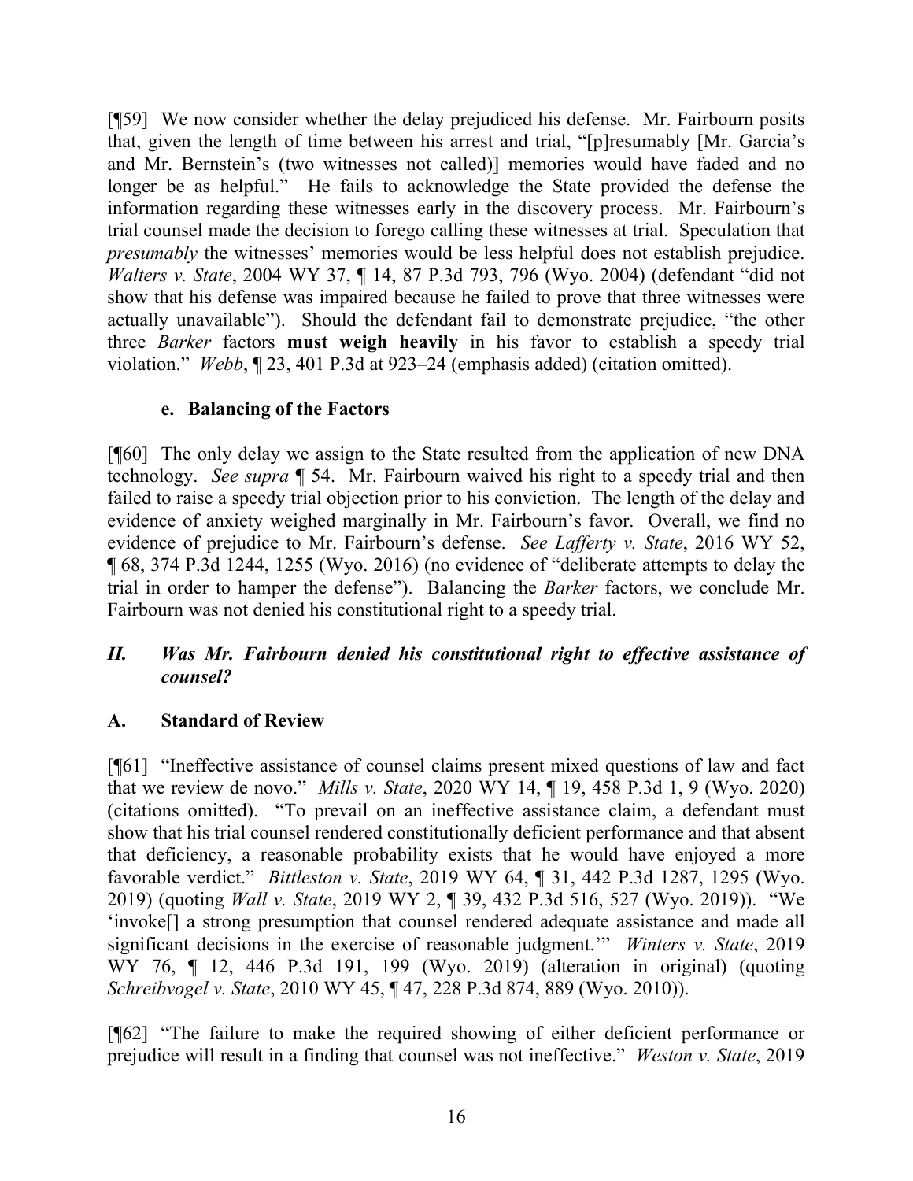[¶59] We now consider whether the delay prejudiced his defense. Mr. Fairbourn posits that, given the length of time between his arrest and trial, "[p]resumably [Mr. Garcia's and Mr. Bernstein's (two witnesses not called)] memories would have faded and no longer be as helpful." He fails to acknowledge the State provided the defense the information regarding these witnesses early in the discovery process. Mr. Fairbourn's trial counsel made the decision to forego calling these witnesses at trial. Speculation that *presumably* the witnesses' memories would be less helpful does not establish prejudice. *Walters v. State*, 2004 WY 37, ¶ 14, 87 P.3d 793, 796 (Wyo. 2004) (defendant "did not show that his defense was impaired because he failed to prove that three witnesses were actually unavailable"). Should the defendant fail to demonstrate prejudice, "the other three *Barker* factors **must weigh heavily** in his favor to establish a speedy trial violation." *Webb*, ¶ 23, 401 P.3d at 923–24 (emphasis added) (citation omitted).

#### e. Balancing of the Factors

[¶60] The only delay we assign to the State resulted from the application of new DNA technology. *See supra* ¶ 54. Mr. Fairbourn waived his right to a speedy trial and then failed to raise a speedy trial objection prior to his conviction. The length of the delay and evidence of anxiety weighed marginally in Mr. Fairbourn's favor. Overall, we find no evidence of prejudice to Mr. Fairbourn's defense. *See Lafferty v. State*, 2016 WY 52, ¶ 68, 374 P.3d 1244, 1255 (Wyo. 2016) (no evidence of "deliberate attempts to delay the trial in order to hamper the defense"). Balancing the *Barker* factors, we conclude Mr. Fairbourn was not denied his constitutional right to a speedy trial.

## *II. Was Mr. Fairbourn denied his constitutional right to effective assistance of counsel?*

### A. Standard of Review

[¶61] "Ineffective assistance of counsel claims present mixed questions of law and fact that we review de novo." *Mills v. State*, 2020 WY 14, ¶ 19, 458 P.3d 1, 9 (Wyo. 2020) (citations omitted). "To prevail on an ineffective assistance claim, a defendant must show that his trial counsel rendered constitutionally deficient performance and that absent that deficiency, a reasonable probability exists that he would have enjoyed a more favorable verdict." *Bittleston v. State*, 2019 WY 64, ¶ 31, 442 P.3d 1287, 1295 (Wyo. 2019) (quoting *Wall v. State*, 2019 WY 2, ¶ 39, 432 P.3d 516, 527 (Wyo. 2019)). "We 'invoke[] a strong presumption that counsel rendered adequate assistance and made all significant decisions in the exercise of reasonable judgment.'" *Winters v. State*, 2019 WY 76, ¶ 12, 446 P.3d 191, 199 (Wyo. 2019) (alteration in original) (quoting *Schreibvogel v. State*, 2010 WY 45, ¶ 47, 228 P.3d 874, 889 (Wyo. 2010)).

[¶62] "The failure to make the required showing of either deficient performance or prejudice will result in a finding that counsel was not ineffective." *Weston v. State*, 2019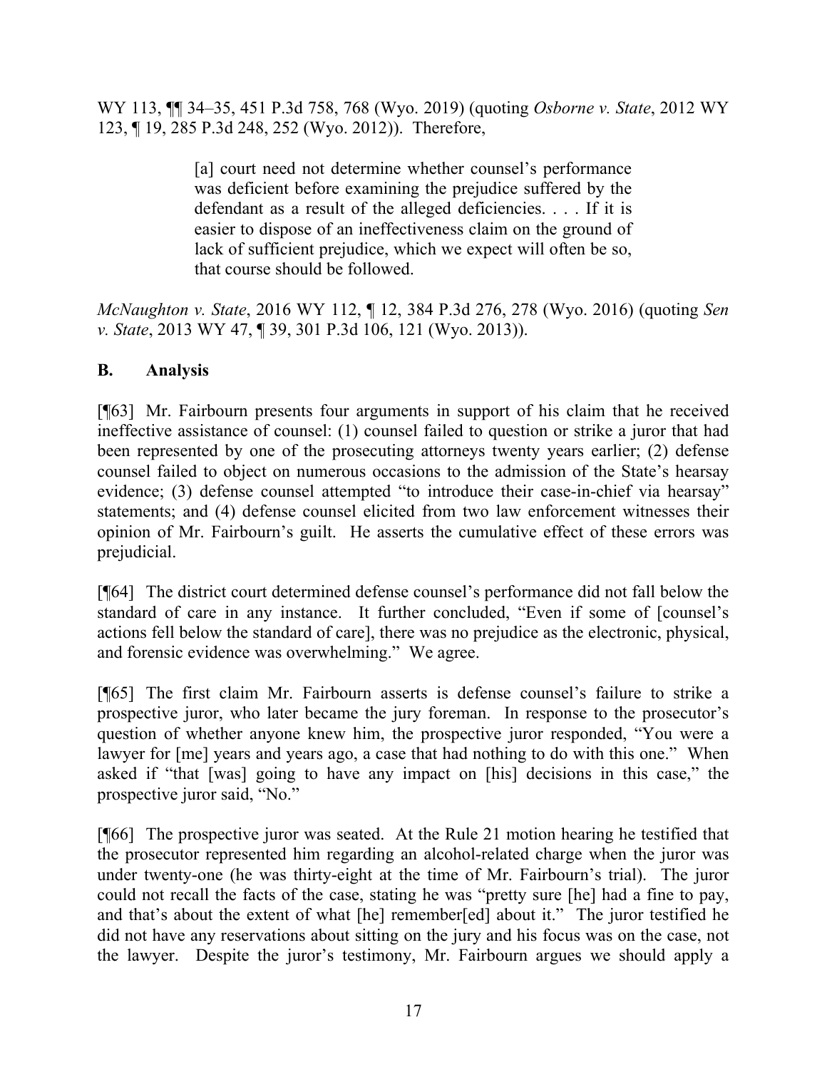WY 113, ¶¶ 34–35, 451 P.3d 758, 768 (Wyo. 2019) (quoting *Osborne v. State*, 2012 WY 123, ¶ 19, 285 P.3d 248, 252 (Wyo. 2012)). Therefore,

> [a] court need not determine whether counsel's performance was deficient before examining the prejudice suffered by the defendant as a result of the alleged deficiencies. . . . If it is easier to dispose of an ineffectiveness claim on the ground of lack of sufficient prejudice, which we expect will often be so, that course should be followed.

*McNaughton v. State*, 2016 WY 112, ¶ 12, 384 P.3d 276, 278 (Wyo. 2016) (quoting *Sen v. State*, 2013 WY 47, ¶ 39, 301 P.3d 106, 121 (Wyo. 2013)).

## B. Analysis

[¶63] Mr. Fairbourn presents four arguments in support of his claim that he received ineffective assistance of counsel: (1) counsel failed to question or strike a juror that had been represented by one of the prosecuting attorneys twenty years earlier; (2) defense counsel failed to object on numerous occasions to the admission of the State's hearsay evidence; (3) defense counsel attempted "to introduce their case-in-chief via hearsay" statements; and (4) defense counsel elicited from two law enforcement witnesses their opinion of Mr. Fairbourn's guilt. He asserts the cumulative effect of these errors was prejudicial.

[¶64] The district court determined defense counsel's performance did not fall below the standard of care in any instance. It further concluded, "Even if some of [counsel's actions fell below the standard of care], there was no prejudice as the electronic, physical, and forensic evidence was overwhelming." We agree.

[¶65] The first claim Mr. Fairbourn asserts is defense counsel's failure to strike a prospective juror, who later became the jury foreman. In response to the prosecutor's question of whether anyone knew him, the prospective juror responded, "You were a lawyer for [me] years and years ago, a case that had nothing to do with this one." When asked if "that [was] going to have any impact on [his] decisions in this case," the prospective juror said, "No."

[¶66] The prospective juror was seated. At the Rule 21 motion hearing he testified that the prosecutor represented him regarding an alcohol-related charge when the juror was under twenty-one (he was thirty-eight at the time of Mr. Fairbourn's trial). The juror could not recall the facts of the case, stating he was "pretty sure [he] had a fine to pay, and that's about the extent of what [he] remember[ed] about it." The juror testified he did not have any reservations about sitting on the jury and his focus was on the case, not the lawyer. Despite the juror's testimony, Mr. Fairbourn argues we should apply a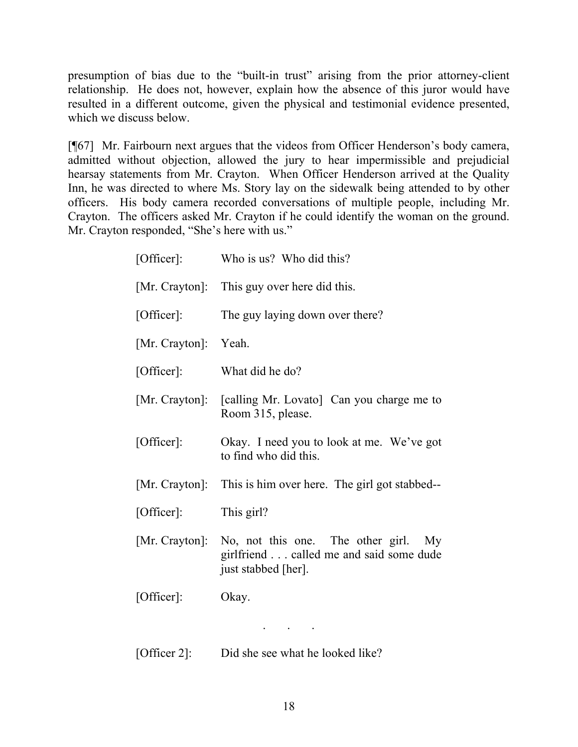presumption of bias due to the "built-in trust" arising from the prior attorney-client relationship. He does not, however, explain how the absence of this juror would have resulted in a different outcome, given the physical and testimonial evidence presented, which we discuss below.

[¶67] Mr. Fairbourn next argues that the videos from Officer Henderson's body camera, admitted without objection, allowed the jury to hear impermissible and prejudicial hearsay statements from Mr. Crayton. When Officer Henderson arrived at the Quality Inn, he was directed to where Ms. Story lay on the sidewalk being attended to by other officers. His body camera recorded conversations of multiple people, including Mr. Crayton. The officers asked Mr. Crayton if he could identify the woman on the ground. Mr. Crayton responded, "She's here with us."

> [Officer]: Who is us? Who did this?
>
> [Mr. Crayton]: This guy over here did this.
>
> [Officer]: The guy laying down over there?
>
> [Mr. Crayton]: Yeah.
>
> [Officer]: What did he do?
>
> [Mr. Crayton]: [calling Mr. Lovato] Can you charge me to Room 315, please.
>
> [Officer]: Okay. I need you to look at me. We've got to find who did this.
>
> [Mr. Crayton]: This is him over here. The girl got stabbed--
>
> [Officer]: This girl?
>
> [Mr. Crayton]: No, not this one. The other girl. My girlfriend . . . called me and said some dude just stabbed [her].
>
> [Officer]: Okay.
>
> . . .
>
> [Officer 2]: Did she see what he looked like?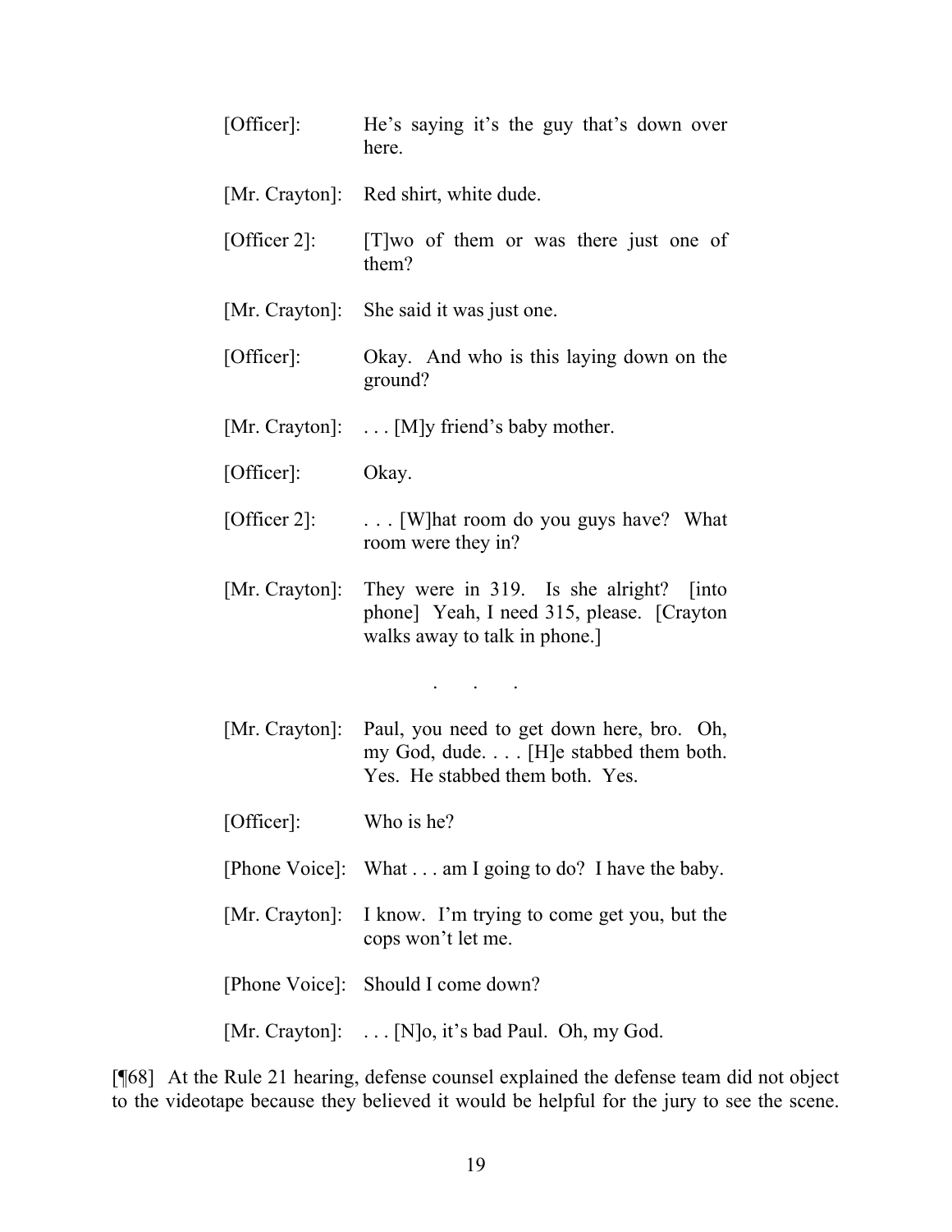[Officer]: He's saying it's the guy that's down over here.

[Mr. Crayton]: Red shirt, white dude.

[Officer 2]: [T]wo of them or was there just one of them?

[Mr. Crayton]: She said it was just one.

[Officer]: Okay. And who is this laying down on the ground?

[Mr. Crayton]: . . . [M]y friend's baby mother.

[Officer]: Okay.

[Officer 2]: . . . [W]hat room do you guys have? What room were they in?

[Mr. Crayton]: They were in 319. Is she alright? [into phone] Yeah, I need 315, please. [Crayton walks away to talk in phone.]

. . .

[Mr. Crayton]: Paul, you need to get down here, bro. Oh, my God, dude. . . . [H]e stabbed them both. Yes. He stabbed them both. Yes.

[Officer]: Who is he?

[Phone Voice]: What . . . am I going to do? I have the baby.

[Mr. Crayton]: I know. I'm trying to come get you, but the cops won't let me.

[Phone Voice]: Should I come down?

[Mr. Crayton]: . . . [N]o, it's bad Paul. Oh, my God.

[¶68] At the Rule 21 hearing, defense counsel explained the defense team did not object to the videotape because they believed it would be helpful for the jury to see the scene.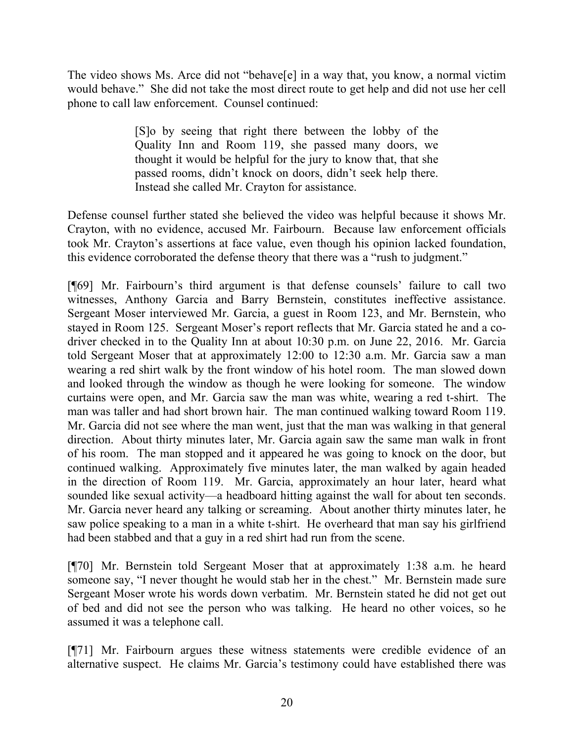The video shows Ms. Arce did not "behave[e] in a way that, you know, a normal victim would behave." She did not take the most direct route to get help and did not use her cell phone to call law enforcement. Counsel continued:

> [S]o by seeing that right there between the lobby of the Quality Inn and Room 119, she passed many doors, we thought it would be helpful for the jury to know that, that she passed rooms, didn't knock on doors, didn't seek help there. Instead she called Mr. Crayton for assistance.

Defense counsel further stated she believed the video was helpful because it shows Mr. Crayton, with no evidence, accused Mr. Fairbourn. Because law enforcement officials took Mr. Crayton's assertions at face value, even though his opinion lacked foundation, this evidence corroborated the defense theory that there was a "rush to judgment."

[¶69] Mr. Fairbourn's third argument is that defense counsels' failure to call two witnesses, Anthony Garcia and Barry Bernstein, constitutes ineffective assistance. Sergeant Moser interviewed Mr. Garcia, a guest in Room 123, and Mr. Bernstein, who stayed in Room 125. Sergeant Moser's report reflects that Mr. Garcia stated he and a co-driver checked in to the Quality Inn at about 10:30 p.m. on June 22, 2016. Mr. Garcia told Sergeant Moser that at approximately 12:00 to 12:30 a.m. Mr. Garcia saw a man wearing a red shirt walk by the front window of his hotel room. The man slowed down and looked through the window as though he were looking for someone. The window curtains were open, and Mr. Garcia saw the man was white, wearing a red t-shirt. The man was taller and had short brown hair. The man continued walking toward Room 119. Mr. Garcia did not see where the man went, just that the man was walking in that general direction. About thirty minutes later, Mr. Garcia again saw the same man walk in front of his room. The man stopped and it appeared he was going to knock on the door, but continued walking. Approximately five minutes later, the man walked by again headed in the direction of Room 119. Mr. Garcia, approximately an hour later, heard what sounded like sexual activity—a headboard hitting against the wall for about ten seconds. Mr. Garcia never heard any talking or screaming. About another thirty minutes later, he saw police speaking to a man in a white t-shirt. He overheard that man say his girlfriend had been stabbed and that a guy in a red shirt had run from the scene.

[¶70] Mr. Bernstein told Sergeant Moser that at approximately 1:38 a.m. he heard someone say, "I never thought he would stab her in the chest." Mr. Bernstein made sure Sergeant Moser wrote his words down verbatim. Mr. Bernstein stated he did not get out of bed and did not see the person who was talking. He heard no other voices, so he assumed it was a telephone call.

[¶71] Mr. Fairbourn argues these witness statements were credible evidence of an alternative suspect. He claims Mr. Garcia's testimony could have established there was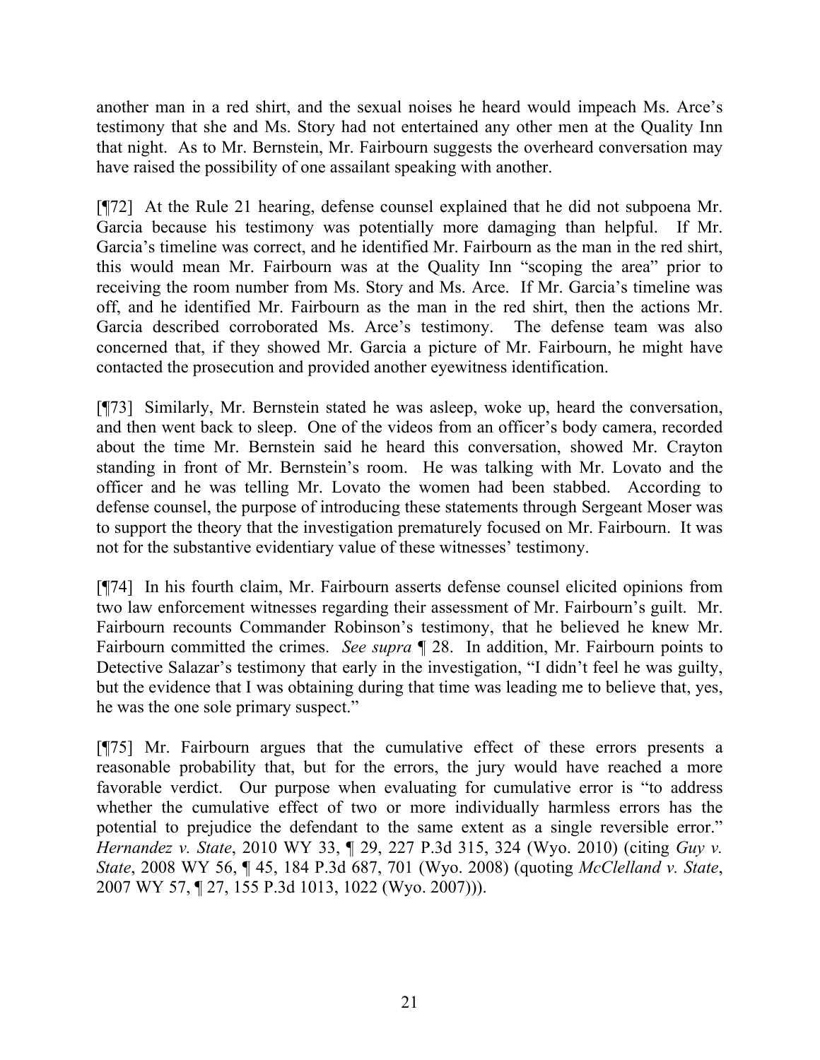another man in a red shirt, and the sexual noises he heard would impeach Ms. Arce's testimony that she and Ms. Story had not entertained any other men at the Quality Inn that night. As to Mr. Bernstein, Mr. Fairbourn suggests the overheard conversation may have raised the possibility of one assailant speaking with another.

[¶72] At the Rule 21 hearing, defense counsel explained that he did not subpoena Mr. Garcia because his testimony was potentially more damaging than helpful. If Mr. Garcia's timeline was correct, and he identified Mr. Fairbourn as the man in the red shirt, this would mean Mr. Fairbourn was at the Quality Inn "scoping the area" prior to receiving the room number from Ms. Story and Ms. Arce. If Mr. Garcia's timeline was off, and he identified Mr. Fairbourn as the man in the red shirt, then the actions Mr. Garcia described corroborated Ms. Arce's testimony. The defense team was also concerned that, if they showed Mr. Garcia a picture of Mr. Fairbourn, he might have contacted the prosecution and provided another eyewitness identification.

[¶73] Similarly, Mr. Bernstein stated he was asleep, woke up, heard the conversation, and then went back to sleep. One of the videos from an officer's body camera, recorded about the time Mr. Bernstein said he heard this conversation, showed Mr. Crayton standing in front of Mr. Bernstein's room. He was talking with Mr. Lovato and the officer and he was telling Mr. Lovato the women had been stabbed. According to defense counsel, the purpose of introducing these statements through Sergeant Moser was to support the theory that the investigation prematurely focused on Mr. Fairbourn. It was not for the substantive evidentiary value of these witnesses' testimony.

[¶74] In his fourth claim, Mr. Fairbourn asserts defense counsel elicited opinions from two law enforcement witnesses regarding their assessment of Mr. Fairbourn's guilt. Mr. Fairbourn recounts Commander Robinson's testimony, that he believed he knew Mr. Fairbourn committed the crimes. *See supra* ¶ 28. In addition, Mr. Fairbourn points to Detective Salazar's testimony that early in the investigation, "I didn't feel he was guilty, but the evidence that I was obtaining during that time was leading me to believe that, yes, he was the one sole primary suspect."

[¶75] Mr. Fairbourn argues that the cumulative effect of these errors presents a reasonable probability that, but for the errors, the jury would have reached a more favorable verdict. Our purpose when evaluating for cumulative error is "to address whether the cumulative effect of two or more individually harmless errors has the potential to prejudice the defendant to the same extent as a single reversible error." *Hernandez v. State*, 2010 WY 33, ¶ 29, 227 P.3d 315, 324 (Wyo. 2010) (citing *Guy v. State*, 2008 WY 56, ¶ 45, 184 P.3d 687, 701 (Wyo. 2008) (quoting *McClelland v. State*, 2007 WY 57, ¶ 27, 155 P.3d 1013, 1022 (Wyo. 2007))).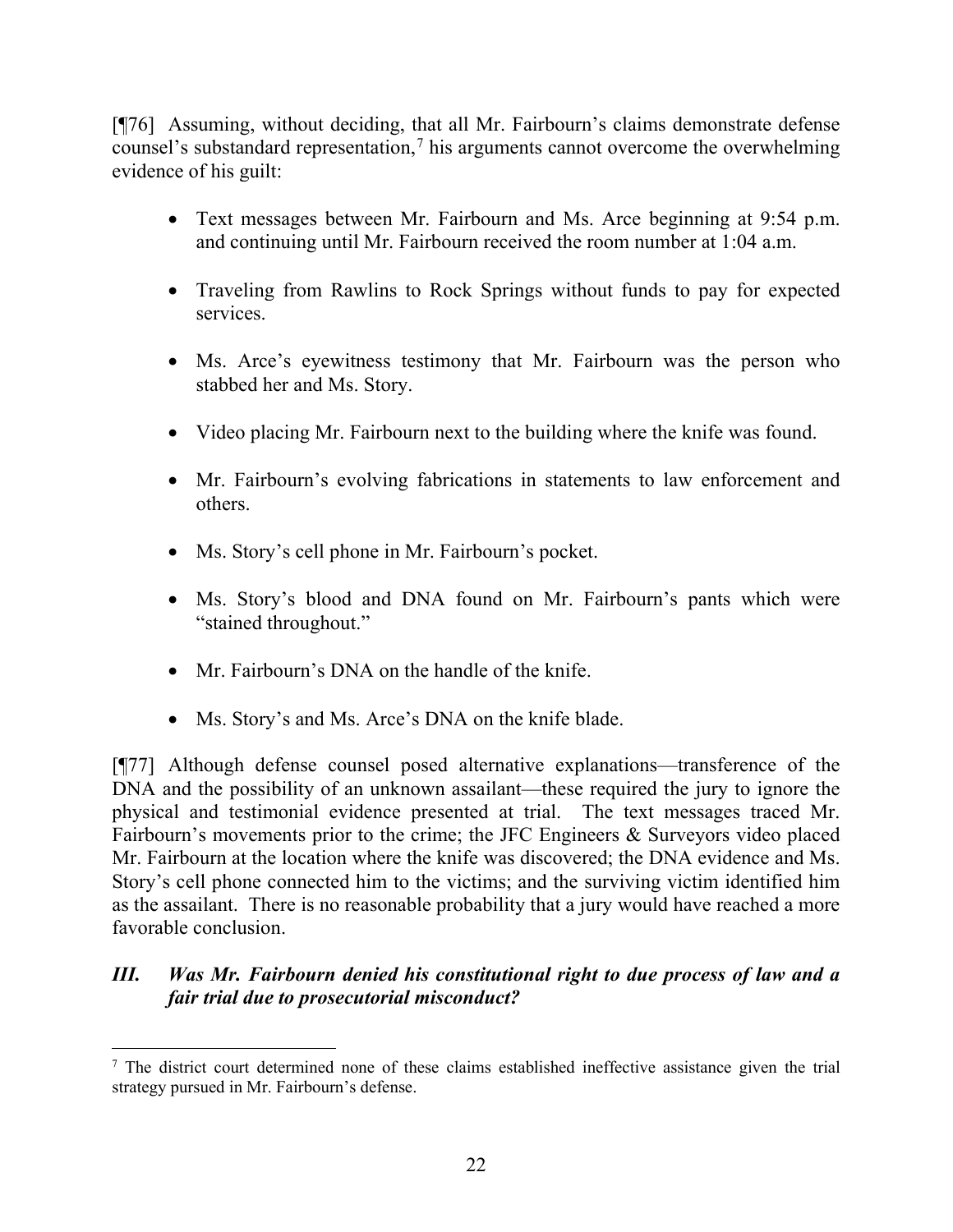[¶76] Assuming, without deciding, that all Mr. Fairbourn's claims demonstrate defense counsel's substandard representation,[7] his arguments cannot overcome the overwhelming evidence of his guilt:

- Text messages between Mr. Fairbourn and Ms. Arce beginning at 9:54 p.m. and continuing until Mr. Fairbourn received the room number at 1:04 a.m.
- Traveling from Rawlins to Rock Springs without funds to pay for expected services.
- Ms. Arce's eyewitness testimony that Mr. Fairbourn was the person who stabbed her and Ms. Story.
- Video placing Mr. Fairbourn next to the building where the knife was found.
- Mr. Fairbourn's evolving fabrications in statements to law enforcement and others.
- Ms. Story's cell phone in Mr. Fairbourn's pocket.
- Ms. Story's blood and DNA found on Mr. Fairbourn's pants which were "stained throughout."
- Mr. Fairbourn's DNA on the handle of the knife.
- Ms. Story's and Ms. Arce's DNA on the knife blade.

[¶77] Although defense counsel posed alternative explanations—transference of the DNA and the possibility of an unknown assailant—these required the jury to ignore the physical and testimonial evidence presented at trial. The text messages traced Mr. Fairbourn's movements prior to the crime; the JFC Engineers & Surveyors video placed Mr. Fairbourn at the location where the knife was discovered; the DNA evidence and Ms. Story's cell phone connected him to the victims; and the surviving victim identified him as the assailant. There is no reasonable probability that a jury would have reached a more favorable conclusion.

### ***III. Was Mr. Fairbourn denied his constitutional right to due process of law and a fair trial due to prosecutorial misconduct?***

---

[7] The district court determined none of these claims established ineffective assistance given the trial strategy pursued in Mr. Fairbourn's defense.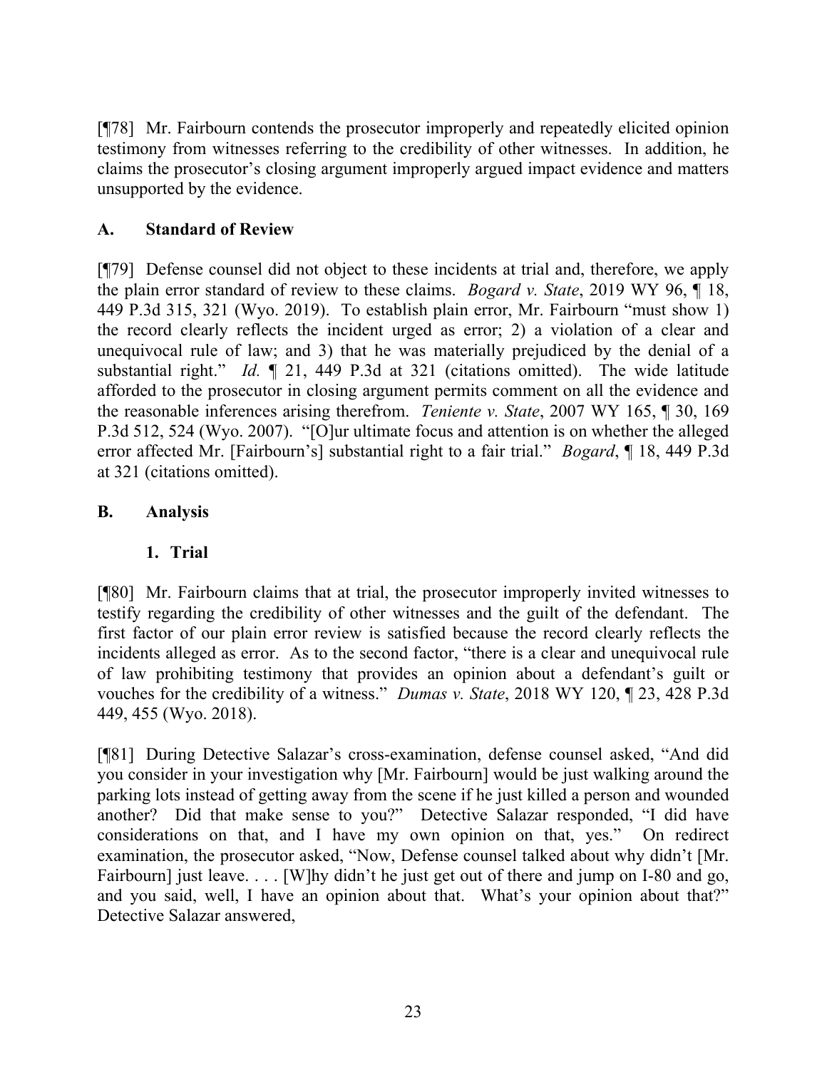[¶78] Mr. Fairbourn contends the prosecutor improperly and repeatedly elicited opinion testimony from witnesses referring to the credibility of other witnesses. In addition, he claims the prosecutor's closing argument improperly argued impact evidence and matters unsupported by the evidence.

## A. Standard of Review

[¶79] Defense counsel did not object to these incidents at trial and, therefore, we apply the plain error standard of review to these claims. *Bogard v. State*, 2019 WY 96, ¶ 18, 449 P.3d 315, 321 (Wyo. 2019). To establish plain error, Mr. Fairbourn "must show 1) the record clearly reflects the incident urged as error; 2) a violation of a clear and unequivocal rule of law; and 3) that he was materially prejudiced by the denial of a substantial right." *Id.* ¶ 21, 449 P.3d at 321 (citations omitted). The wide latitude afforded to the prosecutor in closing argument permits comment on all the evidence and the reasonable inferences arising therefrom. *Teniente v. State*, 2007 WY 165, ¶ 30, 169 P.3d 512, 524 (Wyo. 2007). "[O]ur ultimate focus and attention is on whether the alleged error affected Mr. [Fairbourn's] substantial right to a fair trial." *Bogard*, ¶ 18, 449 P.3d at 321 (citations omitted).

## B. Analysis

### 1. Trial

[¶80] Mr. Fairbourn claims that at trial, the prosecutor improperly invited witnesses to testify regarding the credibility of other witnesses and the guilt of the defendant. The first factor of our plain error review is satisfied because the record clearly reflects the incidents alleged as error. As to the second factor, "there is a clear and unequivocal rule of law prohibiting testimony that provides an opinion about a defendant's guilt or vouches for the credibility of a witness." *Dumas v. State*, 2018 WY 120, ¶ 23, 428 P.3d 449, 455 (Wyo. 2018).

[¶81] During Detective Salazar's cross-examination, defense counsel asked, "And did you consider in your investigation why [Mr. Fairbourn] would be just walking around the parking lots instead of getting away from the scene if he just killed a person and wounded another? Did that make sense to you?" Detective Salazar responded, "I did have considerations on that, and I have my own opinion on that, yes." On redirect examination, the prosecutor asked, "Now, Defense counsel talked about why didn't [Mr. Fairbourn] just leave. . . . [W]hy didn't he just get out of there and jump on I-80 and go, and you said, well, I have an opinion about that. What's your opinion about that?" Detective Salazar answered,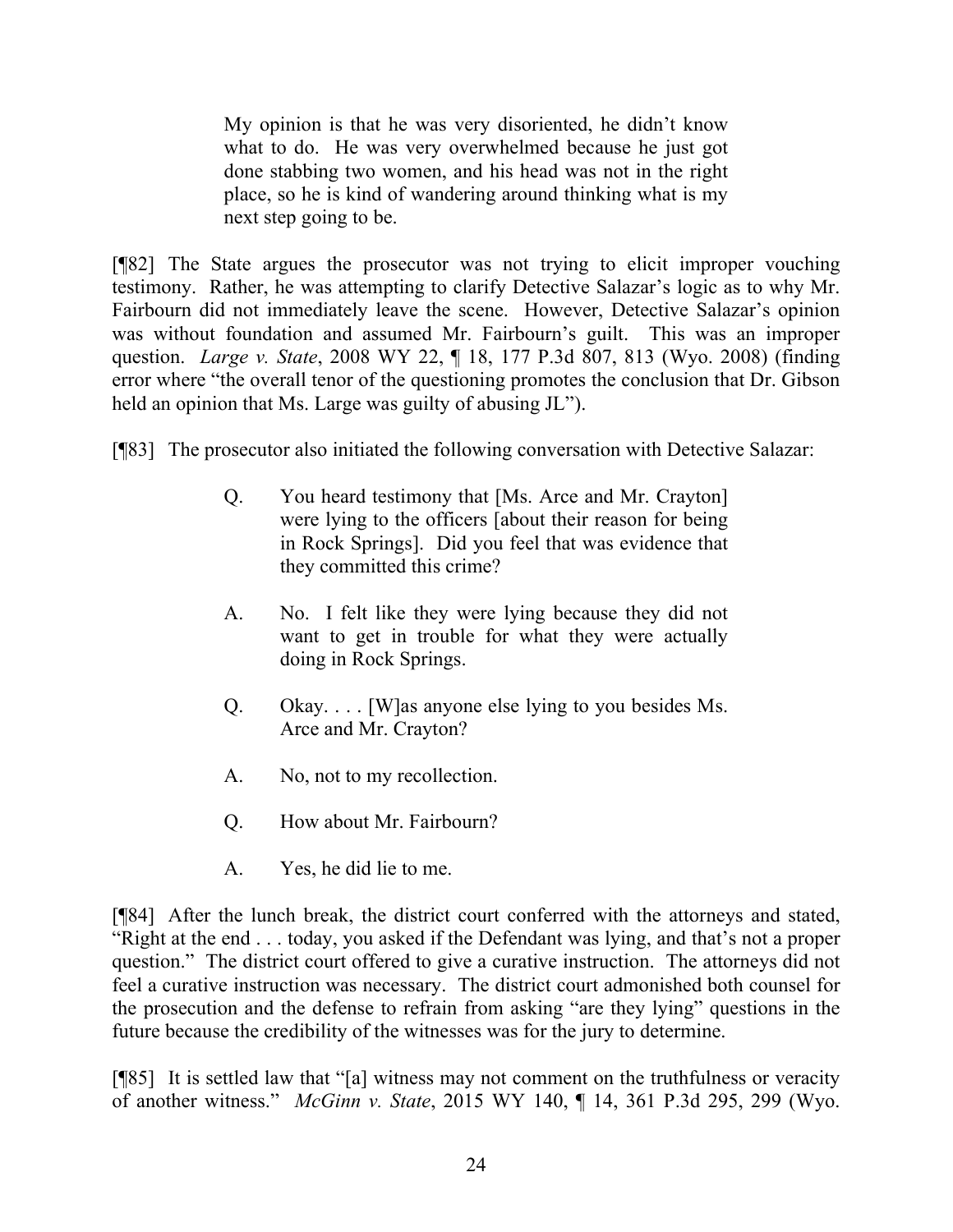> My opinion is that he was very disoriented, he didn't know what to do. He was very overwhelmed because he just got done stabbing two women, and his head was not in the right place, so he is kind of wandering around thinking what is my next step going to be.

[¶82] The State argues the prosecutor was not trying to elicit improper vouching testimony. Rather, he was attempting to clarify Detective Salazar's logic as to why Mr. Fairbourn did not immediately leave the scene. However, Detective Salazar's opinion was without foundation and assumed Mr. Fairbourn's guilt. This was an improper question. *Large v. State*, 2008 WY 22, ¶ 18, 177 P.3d 807, 813 (Wyo. 2008) (finding error where "the overall tenor of the questioning promotes the conclusion that Dr. Gibson held an opinion that Ms. Large was guilty of abusing JL").

[¶83] The prosecutor also initiated the following conversation with Detective Salazar:

> Q. You heard testimony that [Ms. Arce and Mr. Crayton] were lying to the officers [about their reason for being in Rock Springs]. Did you feel that was evidence that they committed this crime?
>
> A. No. I felt like they were lying because they did not want to get in trouble for what they were actually doing in Rock Springs.
>
> Q. Okay. . . . [W]as anyone else lying to you besides Ms. Arce and Mr. Crayton?
>
> A. No, not to my recollection.
>
> Q. How about Mr. Fairbourn?
>
> A. Yes, he did lie to me.

[¶84] After the lunch break, the district court conferred with the attorneys and stated, "Right at the end . . . today, you asked if the Defendant was lying, and that's not a proper question." The district court offered to give a curative instruction. The attorneys did not feel a curative instruction was necessary. The district court admonished both counsel for the prosecution and the defense to refrain from asking "are they lying" questions in the future because the credibility of the witnesses was for the jury to determine.

[¶85] It is settled law that "[a] witness may not comment on the truthfulness or veracity of another witness." *McGinn v. State*, 2015 WY 140, ¶ 14, 361 P.3d 295, 299 (Wyo.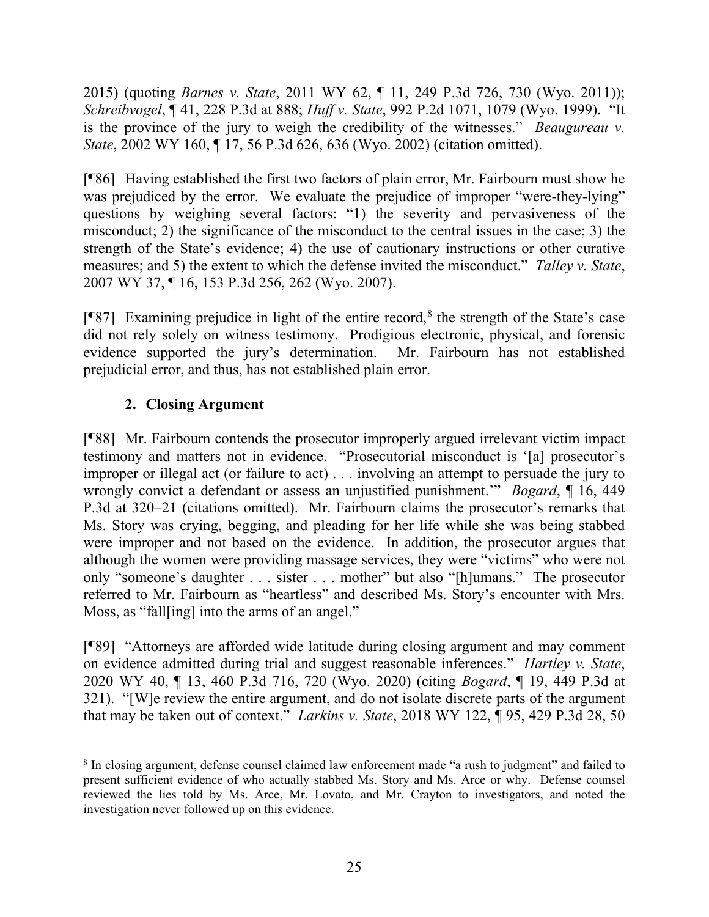2015) (quoting *Barnes v. State*, 2011 WY 62, ¶ 11, 249 P.3d 726, 730 (Wyo. 2011)); *Schreibvogel*, ¶ 41, 228 P.3d at 888; *Huff v. State*, 992 P.2d 1071, 1079 (Wyo. 1999). "It is the province of the jury to weigh the credibility of the witnesses." *Beaugureau v. State*, 2002 WY 160, ¶ 17, 56 P.3d 626, 636 (Wyo. 2002) (citation omitted).

[¶86] Having established the first two factors of plain error, Mr. Fairbourn must show he was prejudiced by the error. We evaluate the prejudice of improper "were-they-lying" questions by weighing several factors: "1) the severity and pervasiveness of the misconduct; 2) the significance of the misconduct to the central issues in the case; 3) the strength of the State's evidence; 4) the use of cautionary instructions or other curative measures; and 5) the extent to which the defense invited the misconduct." *Talley v. State*, 2007 WY 37, ¶ 16, 153 P.3d 256, 262 (Wyo. 2007).

[¶87] Examining prejudice in light of the entire record,[8] the strength of the State's case did not rely solely on witness testimony. Prodigious electronic, physical, and forensic evidence supported the jury's determination. Mr. Fairbourn has not established prejudicial error, and thus, has not established plain error.

### 2. Closing Argument

[¶88] Mr. Fairbourn contends the prosecutor improperly argued irrelevant victim impact testimony and matters not in evidence. "Prosecutorial misconduct is '[a] prosecutor's improper or illegal act (or failure to act) . . . involving an attempt to persuade the jury to wrongly convict a defendant or assess an unjustified punishment.'" *Bogard*, ¶ 16, 449 P.3d at 320–21 (citations omitted). Mr. Fairbourn claims the prosecutor's remarks that Ms. Story was crying, begging, and pleading for her life while she was being stabbed were improper and not based on the evidence. In addition, the prosecutor argues that although the women were providing massage services, they were "victims" who were not only "someone's daughter . . . sister . . . mother" but also "[h]umans." The prosecutor referred to Mr. Fairbourn as "heartless" and described Ms. Story's encounter with Mrs. Moss, as "fall[ing] into the arms of an angel."

[¶89] "Attorneys are afforded wide latitude during closing argument and may comment on evidence admitted during trial and suggest reasonable inferences." *Hartley v. State*, 2020 WY 40, ¶ 13, 460 P.3d 716, 720 (Wyo. 2020) (citing *Bogard*, ¶ 19, 449 P.3d at 321). "[W]e review the entire argument, and do not isolate discrete parts of the argument that may be taken out of context." *Larkins v. State*, 2018 WY 122, ¶ 95, 429 P.3d 28, 50

---

[8] In closing argument, defense counsel claimed law enforcement made "a rush to judgment" and failed to present sufficient evidence of who actually stabbed Ms. Story and Ms. Arce or why. Defense counsel reviewed the lies told by Ms. Arce, Mr. Lovato, and Mr. Crayton to investigators, and noted the investigation never followed up on this evidence.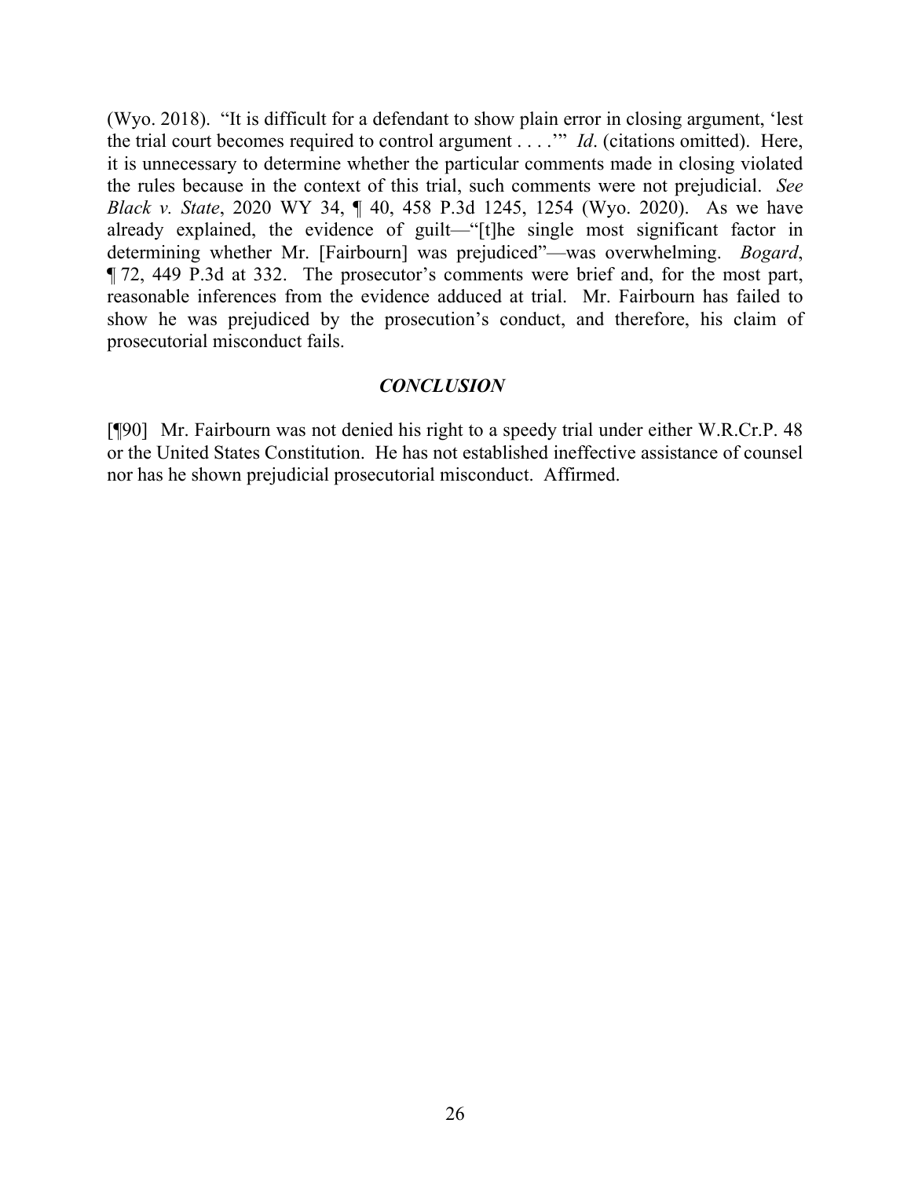(Wyo. 2018). "It is difficult for a defendant to show plain error in closing argument, 'lest the trial court becomes required to control argument . . . .'" *Id*. (citations omitted). Here, it is unnecessary to determine whether the particular comments made in closing violated the rules because in the context of this trial, such comments were not prejudicial. *See Black v. State*, 2020 WY 34, ¶ 40, 458 P.3d 1245, 1254 (Wyo. 2020). As we have already explained, the evidence of guilt—"[t]he single most significant factor in determining whether Mr. [Fairbourn] was prejudiced"—was overwhelming. *Bogard*, ¶ 72, 449 P.3d at 332. The prosecutor's comments were brief and, for the most part, reasonable inferences from the evidence adduced at trial. Mr. Fairbourn has failed to show he was prejudiced by the prosecution's conduct, and therefore, his claim of prosecutorial misconduct fails.

## ***CONCLUSION***

[¶90] Mr. Fairbourn was not denied his right to a speedy trial under either W.R.Cr.P. 48 or the United States Constitution. He has not established ineffective assistance of counsel nor has he shown prejudicial prosecutorial misconduct. Affirmed.